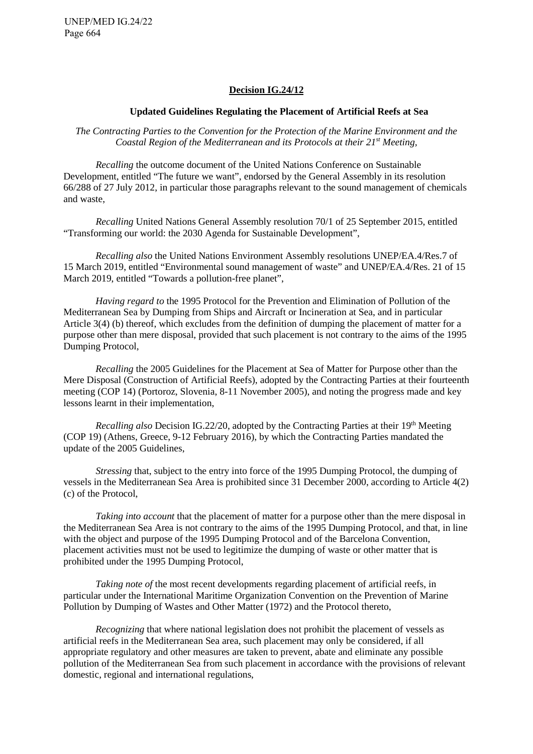## Decision IG.24/12

### Updated Guidelines Regulating the Placement of Artificial Reefs at Sea

*The Contracting Parties to the Convention for the Protection of the Marine Environment and the Coastal Region of the Mediterranean and its Protocols at their 21st Meeting,*

*Recalling* the outcome document of the United Nations Conference on Sustainable Development, entitled "The future we want", endorsed by the General Assembly in its resolution 66/288 of 27 July 2012, in particular those paragraphs relevant to the sound management of chemicals and waste,

*Recalling* United Nations General Assembly resolution 70/1 of 25 September 2015, entitled "Transforming our world: the 2030 Agenda for Sustainable Development",

*Recalling also* the United Nations Environment Assembly resolutions UNEP/EA.4/Res.7 of 15 March 2019, entitled "Environmental sound management of waste" and UNEP/EA.4/Res. 21 of 15 March 2019, entitled "Towards a pollution-free planet",

*Having regard to* the 1995 Protocol for the Prevention and Elimination of Pollution of the Mediterranean Sea by Dumping from Ships and Aircraft or Incineration at Sea, and in particular Article 3(4) (b) thereof, which excludes from the definition of dumping the placement of matter for a purpose other than mere disposal, provided that such placement is not contrary to the aims of the 1995 Dumping Protocol,

*Recalling* the 2005 Guidelines for the Placement at Sea of Matter for Purpose other than the Mere Disposal (Construction of Artificial Reefs), adopted by the Contracting Parties at their fourteenth meeting (COP 14) (Portoroz, Slovenia, 8-11 November 2005), and noting the progress made and key lessons learnt in their implementation,

*Recalling also* Decision IG.22/20, adopted by the Contracting Parties at their 19th Meeting (COP 19) (Athens, Greece, 9-12 February 2016), by which the Contracting Parties mandated the update of the 2005 Guidelines,

*Stressing* that, subject to the entry into force of the 1995 Dumping Protocol, the dumping of vessels in the Mediterranean Sea Area is prohibited since 31 December 2000, according to Article 4(2) (c) of the Protocol,

*Taking into account* that the placement of matter for a purpose other than the mere disposal in the Mediterranean Sea Area is not contrary to the aims of the 1995 Dumping Protocol, and that, in line with the object and purpose of the 1995 Dumping Protocol and of the Barcelona Convention, placement activities must not be used to legitimize the dumping of waste or other matter that is prohibited under the 1995 Dumping Protocol,

*Taking note of* the most recent developments regarding placement of artificial reefs, in particular under the International Maritime Organization Convention on the Prevention of Marine Pollution by Dumping of Wastes and Other Matter (1972) and the Protocol thereto,

*Recognizing* that where national legislation does not prohibit the placement of vessels as artificial reefs in the Mediterranean Sea area, such placement may only be considered, if all appropriate regulatory and other measures are taken to prevent, abate and eliminate any possible pollution of the Mediterranean Sea from such placement in accordance with the provisions of relevant domestic, regional and international regulations,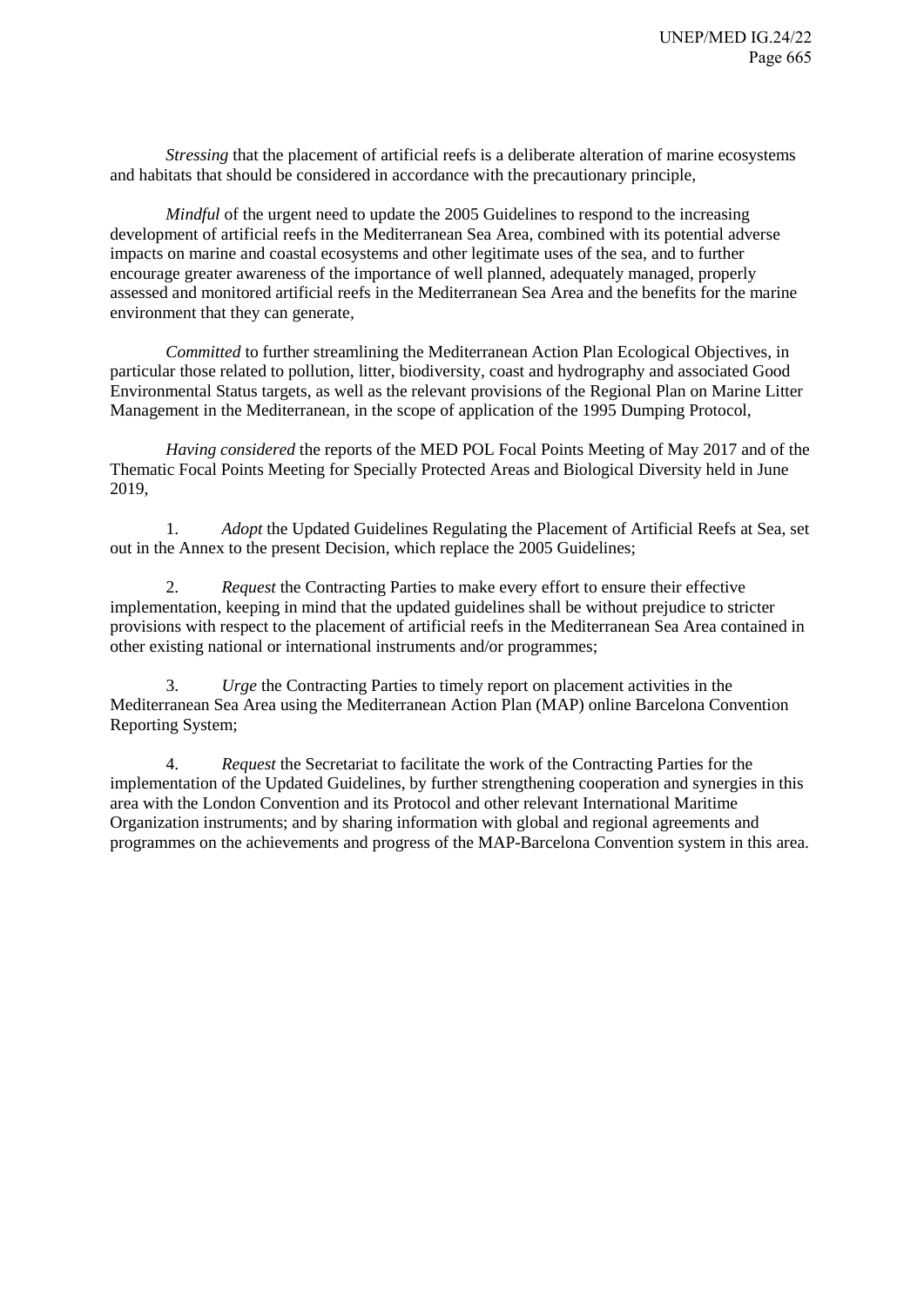*Stressing* that the placement of artificial reefs is a deliberate alteration of marine ecosystems and habitats that should be considered in accordance with the precautionary principle,

*Mindful* of the urgent need to update the 2005 Guidelines to respond to the increasing development of artificial reefs in the Mediterranean Sea Area, combined with its potential adverse impacts on marine and coastal ecosystems and other legitimate uses of the sea, and to further encourage greater awareness of the importance of well planned, adequately managed, properly assessed and monitored artificial reefs in the Mediterranean Sea Area and the benefits for the marine environment that they can generate,

*Committed* to further streamlining the Mediterranean Action Plan Ecological Objectives, in particular those related to pollution, litter, biodiversity, coast and hydrography and associated Good Environmental Status targets, as well as the relevant provisions of the Regional Plan on Marine Litter Management in the Mediterranean, in the scope of application of the 1995 Dumping Protocol,

*Having considered* the reports of the MED POL Focal Points Meeting of May 2017 and of the Thematic Focal Points Meeting for Specially Protected Areas and Biological Diversity held in June 2019,

1. *Adopt* the Updated Guidelines Regulating the Placement of Artificial Reefs at Sea, set out in the Annex to the present Decision, which replace the 2005 Guidelines;

2. *Request* the Contracting Parties to make every effort to ensure their effective implementation, keeping in mind that the updated guidelines shall be without prejudice to stricter provisions with respect to the placement of artificial reefs in the Mediterranean Sea Area contained in other existing national or international instruments and/or programmes;

3. *Urge* the Contracting Parties to timely report on placement activities in the Mediterranean Sea Area using the Mediterranean Action Plan (MAP) online Barcelona Convention Reporting System;

4. *Request* the Secretariat to facilitate the work of the Contracting Parties for the implementation of the Updated Guidelines, by further strengthening cooperation and synergies in this area with the London Convention and its Protocol and other relevant International Maritime Organization instruments; and by sharing information with global and regional agreements and programmes on the achievements and progress of the MAP-Barcelona Convention system in this area.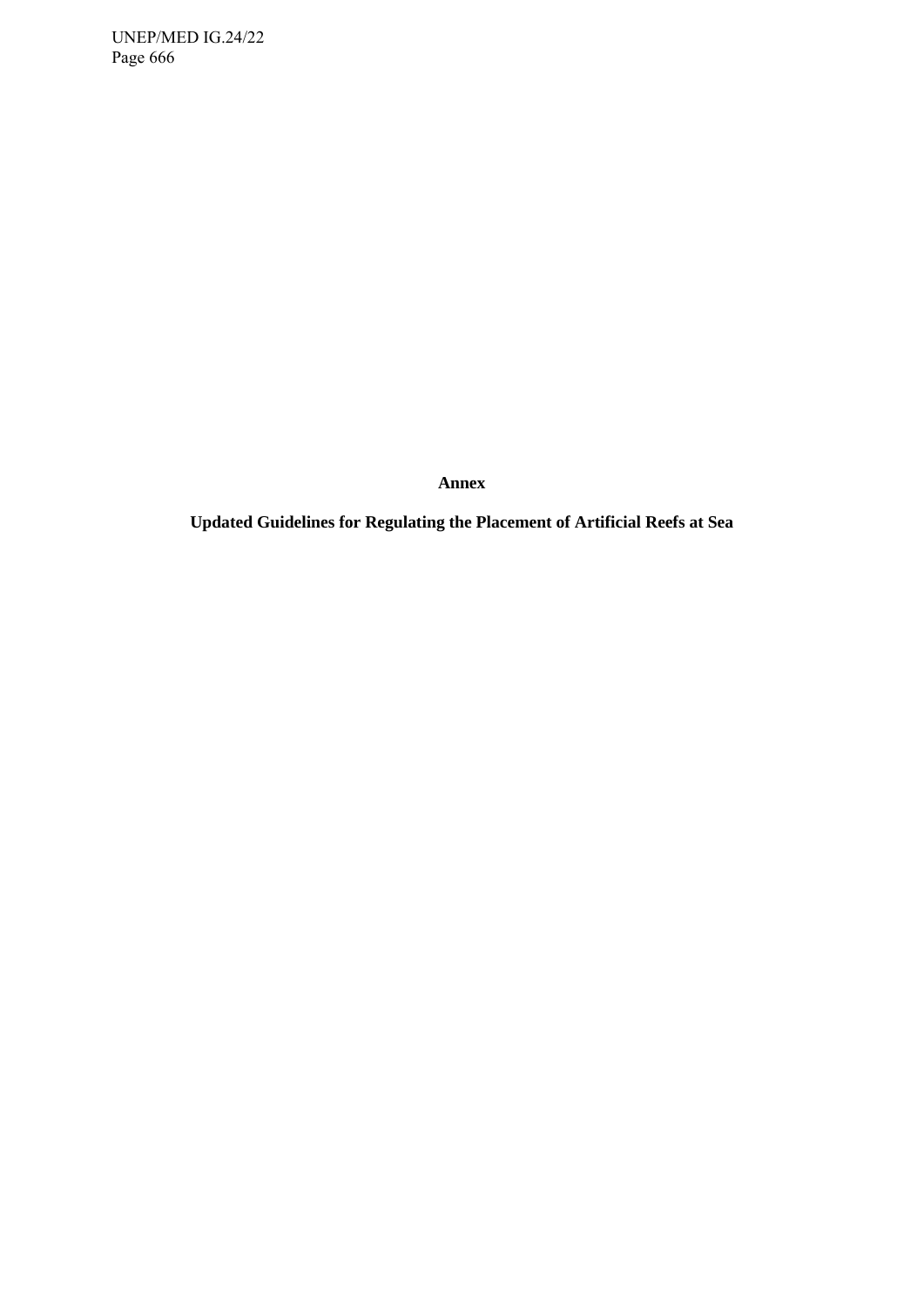**Annex**

**Updated Guidelines for Regulating the Placement of Artificial Reefs at Sea**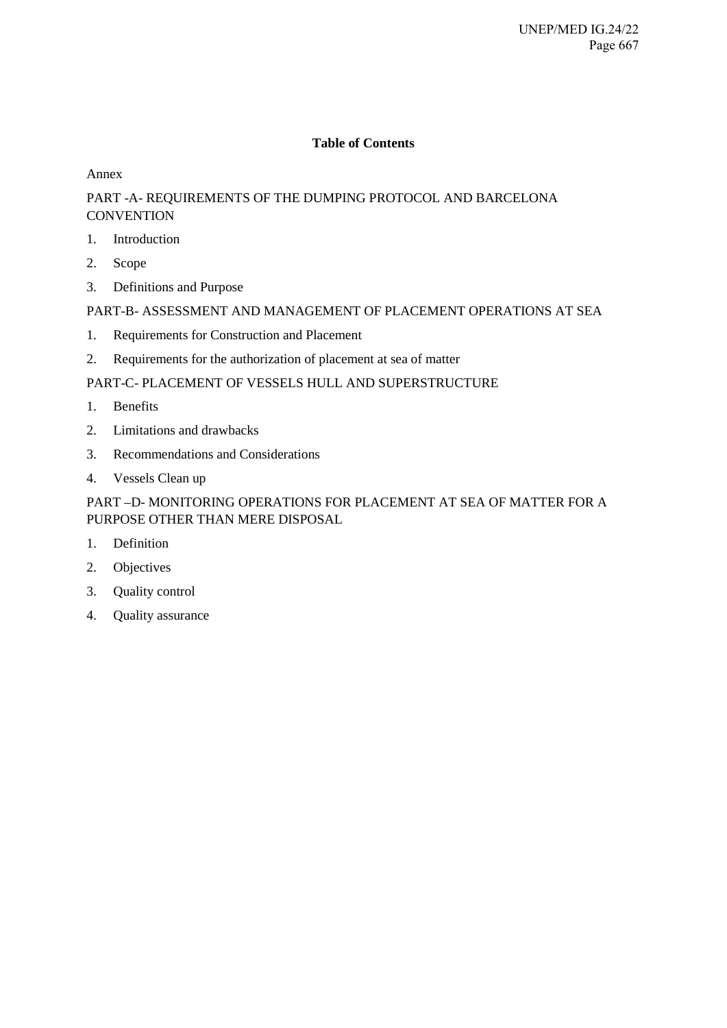**Table of Contents**

Annex

PART -A- REQUIREMENTS OF THE DUMPING PROTOCOL AND BARCELONA CONVENTION

1. Introduction
2. Scope
3. Definitions and Purpose

PART-B- ASSESSMENT AND MANAGEMENT OF PLACEMENT OPERATIONS AT SEA

1. Requirements for Construction and Placement
2. Requirements for the authorization of placement at sea of matter

PART-C- PLACEMENT OF VESSELS HULL AND SUPERSTRUCTURE

1. Benefits
2. Limitations and drawbacks
3. Recommendations and Considerations
4. Vessels Clean up

PART –D- MONITORING OPERATIONS FOR PLACEMENT AT SEA OF MATTER FOR A PURPOSE OTHER THAN MERE DISPOSAL

1. Definition
2. Objectives
3. Quality control
4. Quality assurance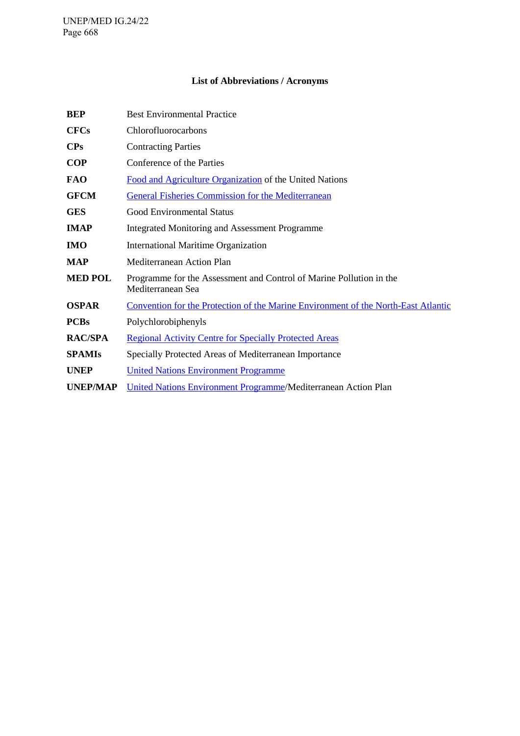## List of Abbreviations / Acronyms

| | |
|---|---|
| **BEP** | Best Environmental Practice |
| **CFCs** | Chlorofluorocarbons |
| **CPs** | Contracting Parties |
| **COP** | Conference of the Parties |
| **FAO** | Food and Agriculture Organization of the United Nations |
| **GFCM** | General Fisheries Commission for the Mediterranean |
| **GES** | Good Environmental Status |
| **IMAP** | Integrated Monitoring and Assessment Programme |
| **IMO** | International Maritime Organization |
| **MAP** | Mediterranean Action Plan |
| **MED POL** | Programme for the Assessment and Control of Marine Pollution in the Mediterranean Sea |
| **OSPAR** | Convention for the Protection of the Marine Environment of the North-East Atlantic |
| **PCBs** | Polychlorobiphenyls |
| **RAC/SPA** | Regional Activity Centre for Specially Protected Areas |
| **SPAMIs** | Specially Protected Areas of Mediterranean Importance |
| **UNEP** | United Nations Environment Programme |
| **UNEP/MAP** | United Nations Environment Programme/Mediterranean Action Plan |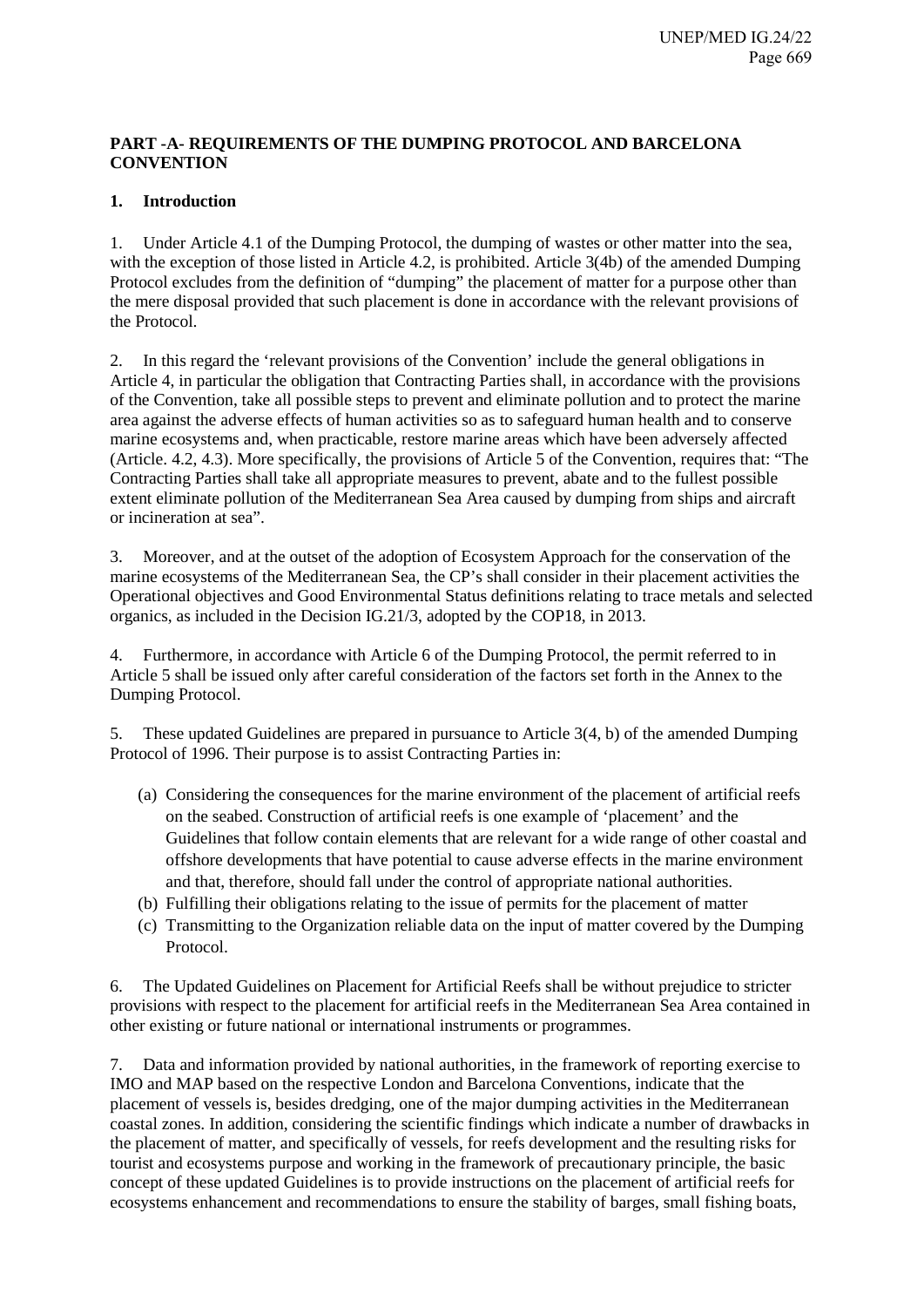**PART -A- REQUIREMENTS OF THE DUMPING PROTOCOL AND BARCELONA CONVENTION**

**1. Introduction**

1. Under Article 4.1 of the Dumping Protocol, the dumping of wastes or other matter into the sea, with the exception of those listed in Article 4.2, is prohibited. Article 3(4b) of the amended Dumping Protocol excludes from the definition of "dumping" the placement of matter for a purpose other than the mere disposal provided that such placement is done in accordance with the relevant provisions of the Protocol.

2. In this regard the 'relevant provisions of the Convention' include the general obligations in Article 4, in particular the obligation that Contracting Parties shall, in accordance with the provisions of the Convention, take all possible steps to prevent and eliminate pollution and to protect the marine area against the adverse effects of human activities so as to safeguard human health and to conserve marine ecosystems and, when practicable, restore marine areas which have been adversely affected (Article. 4.2, 4.3). More specifically, the provisions of Article 5 of the Convention, requires that: "The Contracting Parties shall take all appropriate measures to prevent, abate and to the fullest possible extent eliminate pollution of the Mediterranean Sea Area caused by dumping from ships and aircraft or incineration at sea".

3. Moreover, and at the outset of the adoption of Ecosystem Approach for the conservation of the marine ecosystems of the Mediterranean Sea, the CP's shall consider in their placement activities the Operational objectives and Good Environmental Status definitions relating to trace metals and selected organics, as included in the Decision IG.21/3, adopted by the COP18, in 2013.

4. Furthermore, in accordance with Article 6 of the Dumping Protocol, the permit referred to in Article 5 shall be issued only after careful consideration of the factors set forth in the Annex to the Dumping Protocol.

5. These updated Guidelines are prepared in pursuance to Article 3(4, b) of the amended Dumping Protocol of 1996. Their purpose is to assist Contracting Parties in:

(a) Considering the consequences for the marine environment of the placement of artificial reefs on the seabed. Construction of artificial reefs is one example of 'placement' and the Guidelines that follow contain elements that are relevant for a wide range of other coastal and offshore developments that have potential to cause adverse effects in the marine environment and that, therefore, should fall under the control of appropriate national authorities.
(b) Fulfilling their obligations relating to the issue of permits for the placement of matter
(c) Transmitting to the Organization reliable data on the input of matter covered by the Dumping Protocol.

6. The Updated Guidelines on Placement for Artificial Reefs shall be without prejudice to stricter provisions with respect to the placement for artificial reefs in the Mediterranean Sea Area contained in other existing or future national or international instruments or programmes.

7. Data and information provided by national authorities, in the framework of reporting exercise to IMO and MAP based on the respective London and Barcelona Conventions, indicate that the placement of vessels is, besides dredging, one of the major dumping activities in the Mediterranean coastal zones. In addition, considering the scientific findings which indicate a number of drawbacks in the placement of matter, and specifically of vessels, for reefs development and the resulting risks for tourist and ecosystems purpose and working in the framework of precautionary principle, the basic concept of these updated Guidelines is to provide instructions on the placement of artificial reefs for ecosystems enhancement and recommendations to ensure the stability of barges, small fishing boats,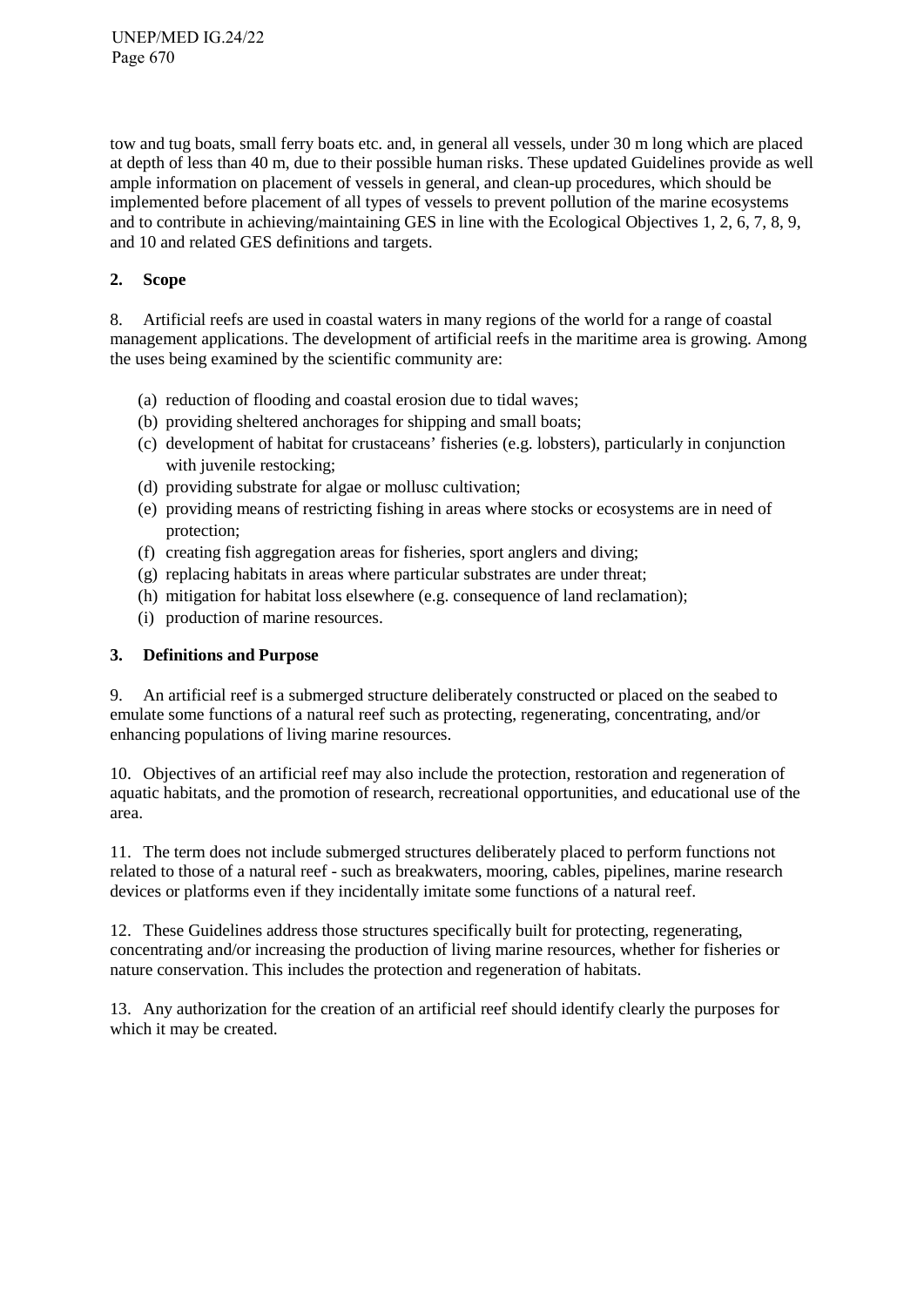tow and tug boats, small ferry boats etc. and, in general all vessels, under 30 m long which are placed at depth of less than 40 m, due to their possible human risks. These updated Guidelines provide as well ample information on placement of vessels in general, and clean-up procedures, which should be implemented before placement of all types of vessels to prevent pollution of the marine ecosystems and to contribute in achieving/maintaining GES in line with the Ecological Objectives 1, 2, 6, 7, 8, 9, and 10 and related GES definitions and targets.

## 2. Scope

8. Artificial reefs are used in coastal waters in many regions of the world for a range of coastal management applications. The development of artificial reefs in the maritime area is growing. Among the uses being examined by the scientific community are:

(a) reduction of flooding and coastal erosion due to tidal waves;
(b) providing sheltered anchorages for shipping and small boats;
(c) development of habitat for crustaceans' fisheries (e.g. lobsters), particularly in conjunction with juvenile restocking;
(d) providing substrate for algae or mollusc cultivation;
(e) providing means of restricting fishing in areas where stocks or ecosystems are in need of protection;
(f) creating fish aggregation areas for fisheries, sport anglers and diving;
(g) replacing habitats in areas where particular substrates are under threat;
(h) mitigation for habitat loss elsewhere (e.g. consequence of land reclamation);
(i) production of marine resources.

## 3. Definitions and Purpose

9. An artificial reef is a submerged structure deliberately constructed or placed on the seabed to emulate some functions of a natural reef such as protecting, regenerating, concentrating, and/or enhancing populations of living marine resources.

10. Objectives of an artificial reef may also include the protection, restoration and regeneration of aquatic habitats, and the promotion of research, recreational opportunities, and educational use of the area.

11. The term does not include submerged structures deliberately placed to perform functions not related to those of a natural reef - such as breakwaters, mooring, cables, pipelines, marine research devices or platforms even if they incidentally imitate some functions of a natural reef.

12. These Guidelines address those structures specifically built for protecting, regenerating, concentrating and/or increasing the production of living marine resources, whether for fisheries or nature conservation. This includes the protection and regeneration of habitats.

13. Any authorization for the creation of an artificial reef should identify clearly the purposes for which it may be created.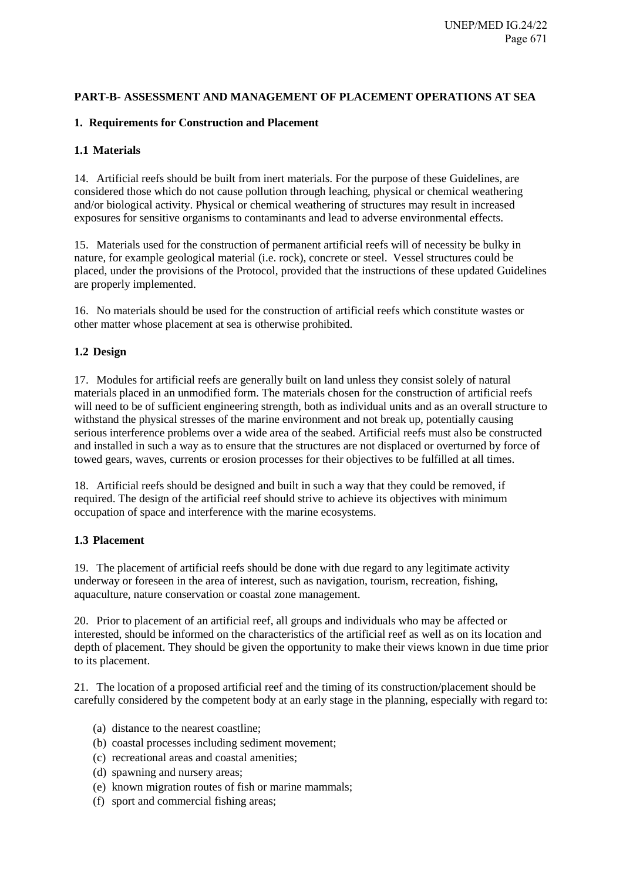**PART-B- ASSESSMENT AND MANAGEMENT OF PLACEMENT OPERATIONS AT SEA**

**1. Requirements for Construction and Placement**

**1.1 Materials**

14. Artificial reefs should be built from inert materials. For the purpose of these Guidelines, are considered those which do not cause pollution through leaching, physical or chemical weathering and/or biological activity. Physical or chemical weathering of structures may result in increased exposures for sensitive organisms to contaminants and lead to adverse environmental effects.

15. Materials used for the construction of permanent artificial reefs will of necessity be bulky in nature, for example geological material (i.e. rock), concrete or steel. Vessel structures could be placed, under the provisions of the Protocol, provided that the instructions of these updated Guidelines are properly implemented.

16. No materials should be used for the construction of artificial reefs which constitute wastes or other matter whose placement at sea is otherwise prohibited.

**1.2 Design**

17. Modules for artificial reefs are generally built on land unless they consist solely of natural materials placed in an unmodified form. The materials chosen for the construction of artificial reefs will need to be of sufficient engineering strength, both as individual units and as an overall structure to withstand the physical stresses of the marine environment and not break up, potentially causing serious interference problems over a wide area of the seabed. Artificial reefs must also be constructed and installed in such a way as to ensure that the structures are not displaced or overturned by force of towed gears, waves, currents or erosion processes for their objectives to be fulfilled at all times.

18. Artificial reefs should be designed and built in such a way that they could be removed, if required. The design of the artificial reef should strive to achieve its objectives with minimum occupation of space and interference with the marine ecosystems.

**1.3 Placement**

19. The placement of artificial reefs should be done with due regard to any legitimate activity underway or foreseen in the area of interest, such as navigation, tourism, recreation, fishing, aquaculture, nature conservation or coastal zone management.

20. Prior to placement of an artificial reef, all groups and individuals who may be affected or interested, should be informed on the characteristics of the artificial reef as well as on its location and depth of placement. They should be given the opportunity to make their views known in due time prior to its placement.

21. The location of a proposed artificial reef and the timing of its construction/placement should be carefully considered by the competent body at an early stage in the planning, especially with regard to:

(a) distance to the nearest coastline;
(b) coastal processes including sediment movement;
(c) recreational areas and coastal amenities;
(d) spawning and nursery areas;
(e) known migration routes of fish or marine mammals;
(f) sport and commercial fishing areas;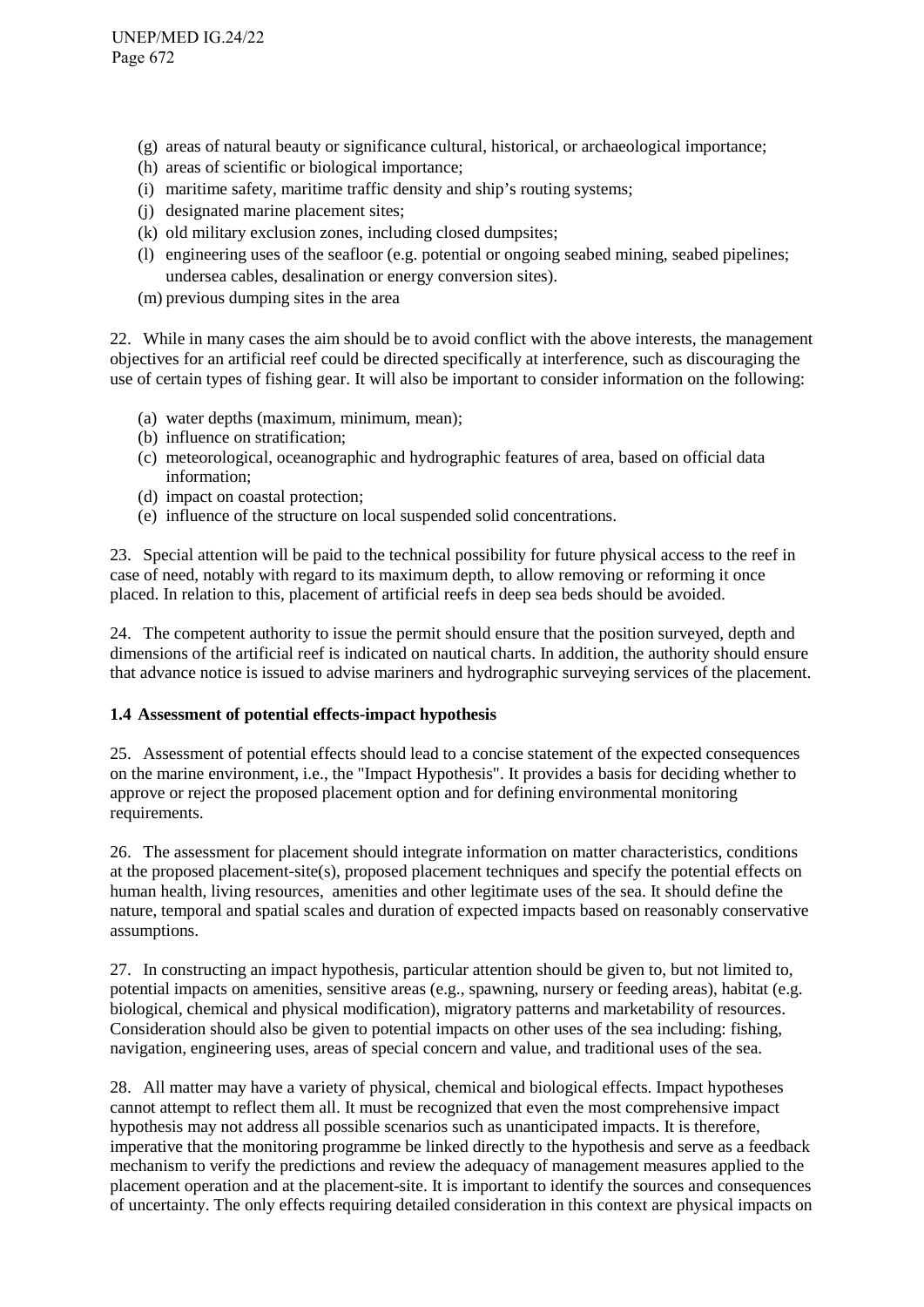- (g) areas of natural beauty or significance cultural, historical, or archaeological importance;
- (h) areas of scientific or biological importance;
- (i) maritime safety, maritime traffic density and ship's routing systems;
- (j) designated marine placement sites;
- (k) old military exclusion zones, including closed dumpsites;
- (l) engineering uses of the seafloor (e.g. potential or ongoing seabed mining, seabed pipelines; undersea cables, desalination or energy conversion sites).
- (m) previous dumping sites in the area

22. While in many cases the aim should be to avoid conflict with the above interests, the management objectives for an artificial reef could be directed specifically at interference, such as discouraging the use of certain types of fishing gear. It will also be important to consider information on the following:

- (a) water depths (maximum, minimum, mean);
- (b) influence on stratification;
- (c) meteorological, oceanographic and hydrographic features of area, based on official data information;
- (d) impact on coastal protection;
- (e) influence of the structure on local suspended solid concentrations.

23. Special attention will be paid to the technical possibility for future physical access to the reef in case of need, notably with regard to its maximum depth, to allow removing or reforming it once placed. In relation to this, placement of artificial reefs in deep sea beds should be avoided.

24. The competent authority to issue the permit should ensure that the position surveyed, depth and dimensions of the artificial reef is indicated on nautical charts. In addition, the authority should ensure that advance notice is issued to advise mariners and hydrographic surveying services of the placement.

**1.4 Assessment of potential effects-impact hypothesis**

25. Assessment of potential effects should lead to a concise statement of the expected consequences on the marine environment, i.e., the "Impact Hypothesis". It provides a basis for deciding whether to approve or reject the proposed placement option and for defining environmental monitoring requirements.

26. The assessment for placement should integrate information on matter characteristics, conditions at the proposed placement-site(s), proposed placement techniques and specify the potential effects on human health, living resources, amenities and other legitimate uses of the sea. It should define the nature, temporal and spatial scales and duration of expected impacts based on reasonably conservative assumptions.

27. In constructing an impact hypothesis, particular attention should be given to, but not limited to, potential impacts on amenities, sensitive areas (e.g., spawning, nursery or feeding areas), habitat (e.g. biological, chemical and physical modification), migratory patterns and marketability of resources. Consideration should also be given to potential impacts on other uses of the sea including: fishing, navigation, engineering uses, areas of special concern and value, and traditional uses of the sea.

28. All matter may have a variety of physical, chemical and biological effects. Impact hypotheses cannot attempt to reflect them all. It must be recognized that even the most comprehensive impact hypothesis may not address all possible scenarios such as unanticipated impacts. It is therefore, imperative that the monitoring programme be linked directly to the hypothesis and serve as a feedback mechanism to verify the predictions and review the adequacy of management measures applied to the placement operation and at the placement-site. It is important to identify the sources and consequences of uncertainty. The only effects requiring detailed consideration in this context are physical impacts on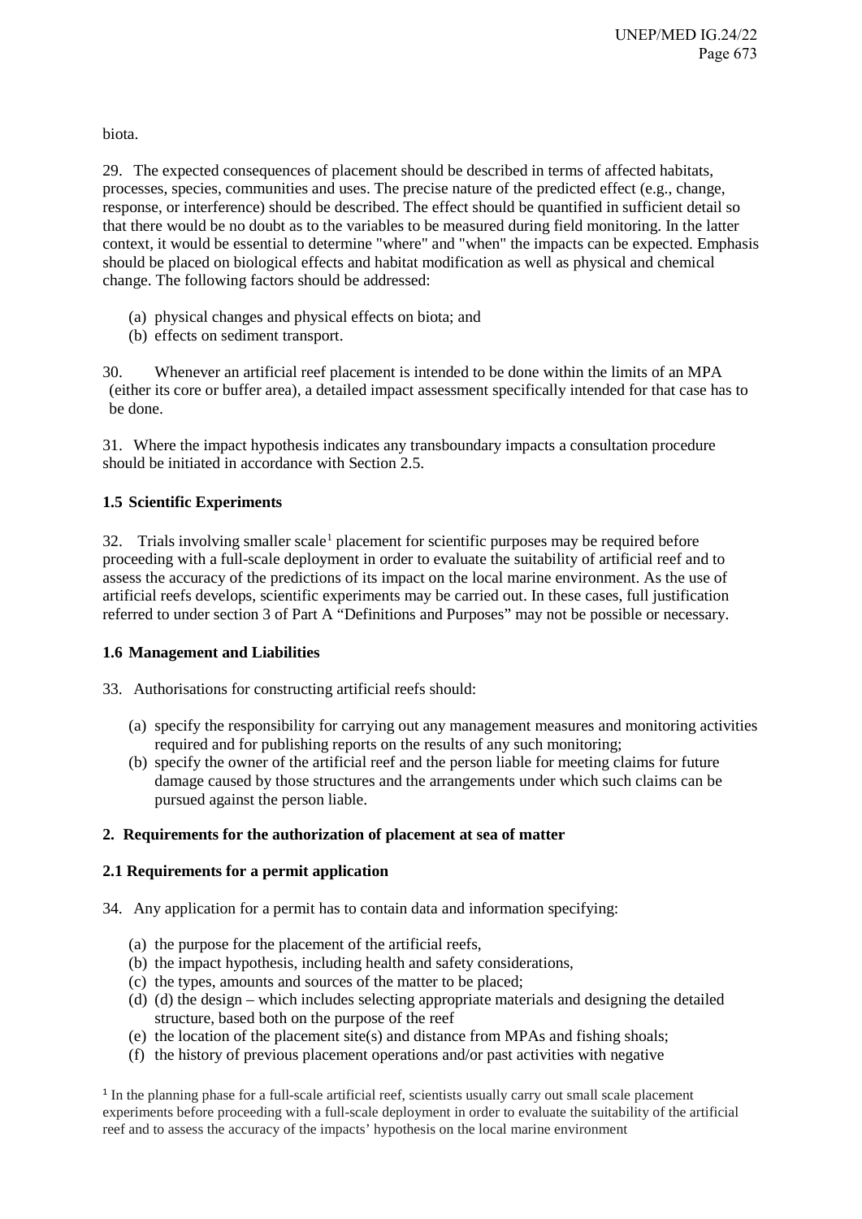biota.

29. The expected consequences of placement should be described in terms of affected habitats, processes, species, communities and uses. The precise nature of the predicted effect (e.g., change, response, or interference) should be described. The effect should be quantified in sufficient detail so that there would be no doubt as to the variables to be measured during field monitoring. In the latter context, it would be essential to determine "where" and "when" the impacts can be expected. Emphasis should be placed on biological effects and habitat modification as well as physical and chemical change. The following factors should be addressed:

(a) physical changes and physical effects on biota; and
(b) effects on sediment transport.

30. Whenever an artificial reef placement is intended to be done within the limits of an MPA (either its core or buffer area), a detailed impact assessment specifically intended for that case has to be done.

31. Where the impact hypothesis indicates any transboundary impacts a consultation procedure should be initiated in accordance with Section 2.5.

### 1.5 Scientific Experiments

32. Trials involving smaller scale[1] placement for scientific purposes may be required before proceeding with a full-scale deployment in order to evaluate the suitability of artificial reef and to assess the accuracy of the predictions of its impact on the local marine environment. As the use of artificial reefs develops, scientific experiments may be carried out. In these cases, full justification referred to under section 3 of Part A "Definitions and Purposes" may not be possible or necessary.

### 1.6 Management and Liabilities

33. Authorisations for constructing artificial reefs should:

(a) specify the responsibility for carrying out any management measures and monitoring activities required and for publishing reports on the results of any such monitoring;
(b) specify the owner of the artificial reef and the person liable for meeting claims for future damage caused by those structures and the arrangements under which such claims can be pursued against the person liable.

## 2. Requirements for the authorization of placement at sea of matter

### 2.1 Requirements for a permit application

34. Any application for a permit has to contain data and information specifying:

(a) the purpose for the placement of the artificial reefs,
(b) the impact hypothesis, including health and safety considerations,
(c) the types, amounts and sources of the matter to be placed;
(d) (d) the design – which includes selecting appropriate materials and designing the detailed structure, based both on the purpose of the reef
(e) the location of the placement site(s) and distance from MPAs and fishing shoals;
(f) the history of previous placement operations and/or past activities with negative

[1] In the planning phase for a full-scale artificial reef, scientists usually carry out small scale placement experiments before proceeding with a full-scale deployment in order to evaluate the suitability of the artificial reef and to assess the accuracy of the impacts' hypothesis on the local marine environment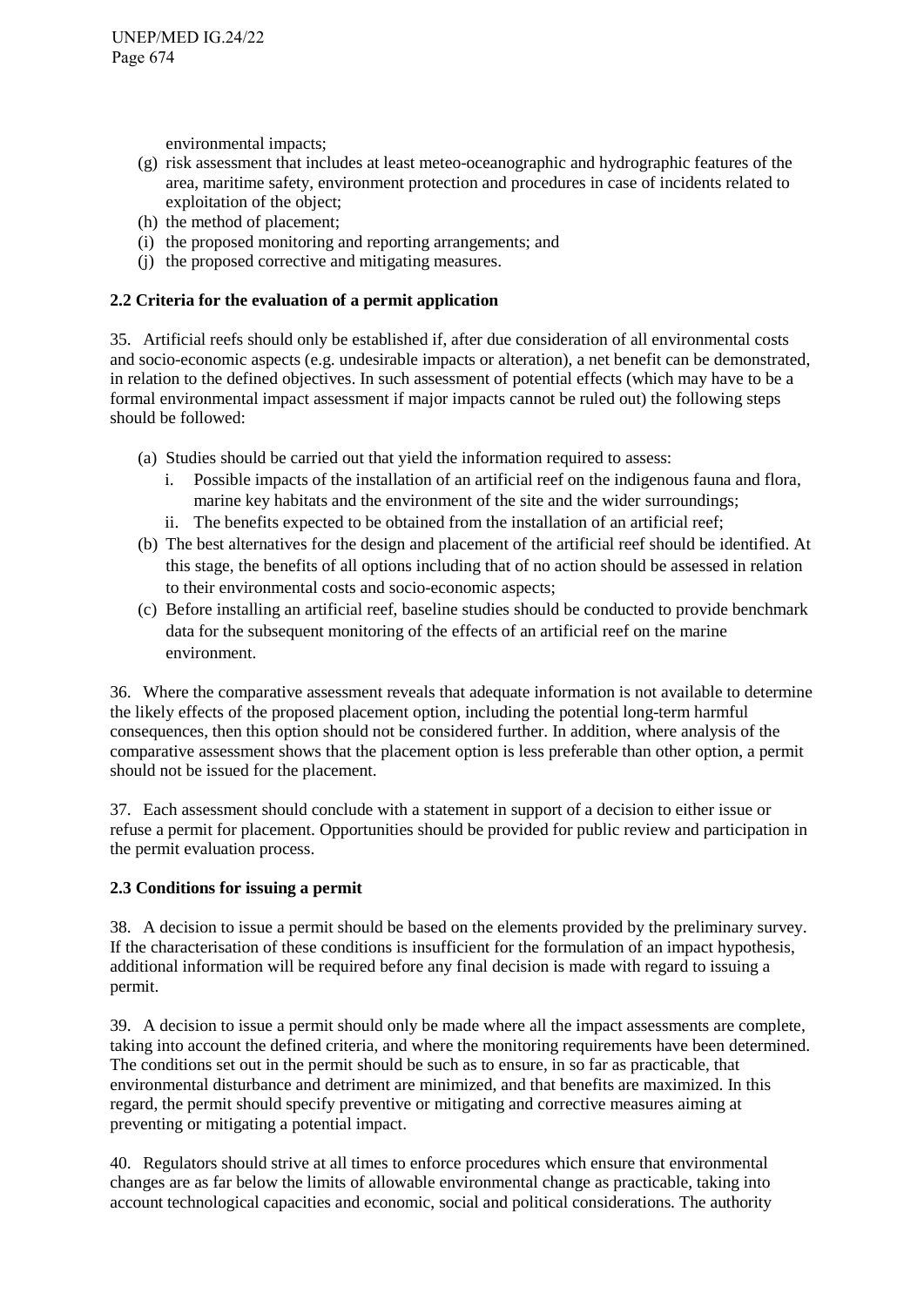environmental impacts;

(g) risk assessment that includes at least meteo-oceanographic and hydrographic features of the area, maritime safety, environment protection and procedures in case of incidents related to exploitation of the object;
(h) the method of placement;
(i) the proposed monitoring and reporting arrangements; and
(j) the proposed corrective and mitigating measures.

**2.2 Criteria for the evaluation of a permit application**

35. Artificial reefs should only be established if, after due consideration of all environmental costs and socio-economic aspects (e.g. undesirable impacts or alteration), a net benefit can be demonstrated, in relation to the defined objectives. In such assessment of potential effects (which may have to be a formal environmental impact assessment if major impacts cannot be ruled out) the following steps should be followed:

(a) Studies should be carried out that yield the information required to assess:
   i. Possible impacts of the installation of an artificial reef on the indigenous fauna and flora, marine key habitats and the environment of the site and the wider surroundings;
   ii. The benefits expected to be obtained from the installation of an artificial reef;
(b) The best alternatives for the design and placement of the artificial reef should be identified. At this stage, the benefits of all options including that of no action should be assessed in relation to their environmental costs and socio-economic aspects;
(c) Before installing an artificial reef, baseline studies should be conducted to provide benchmark data for the subsequent monitoring of the effects of an artificial reef on the marine environment.

36. Where the comparative assessment reveals that adequate information is not available to determine the likely effects of the proposed placement option, including the potential long-term harmful consequences, then this option should not be considered further. In addition, where analysis of the comparative assessment shows that the placement option is less preferable than other option, a permit should not be issued for the placement.

37. Each assessment should conclude with a statement in support of a decision to either issue or refuse a permit for placement. Opportunities should be provided for public review and participation in the permit evaluation process.

**2.3 Conditions for issuing a permit**

38. A decision to issue a permit should be based on the elements provided by the preliminary survey. If the characterisation of these conditions is insufficient for the formulation of an impact hypothesis, additional information will be required before any final decision is made with regard to issuing a permit.

39. A decision to issue a permit should only be made where all the impact assessments are complete, taking into account the defined criteria, and where the monitoring requirements have been determined. The conditions set out in the permit should be such as to ensure, in so far as practicable, that environmental disturbance and detriment are minimized, and that benefits are maximized. In this regard, the permit should specify preventive or mitigating and corrective measures aiming at preventing or mitigating a potential impact.

40. Regulators should strive at all times to enforce procedures which ensure that environmental changes are as far below the limits of allowable environmental change as practicable, taking into account technological capacities and economic, social and political considerations. The authority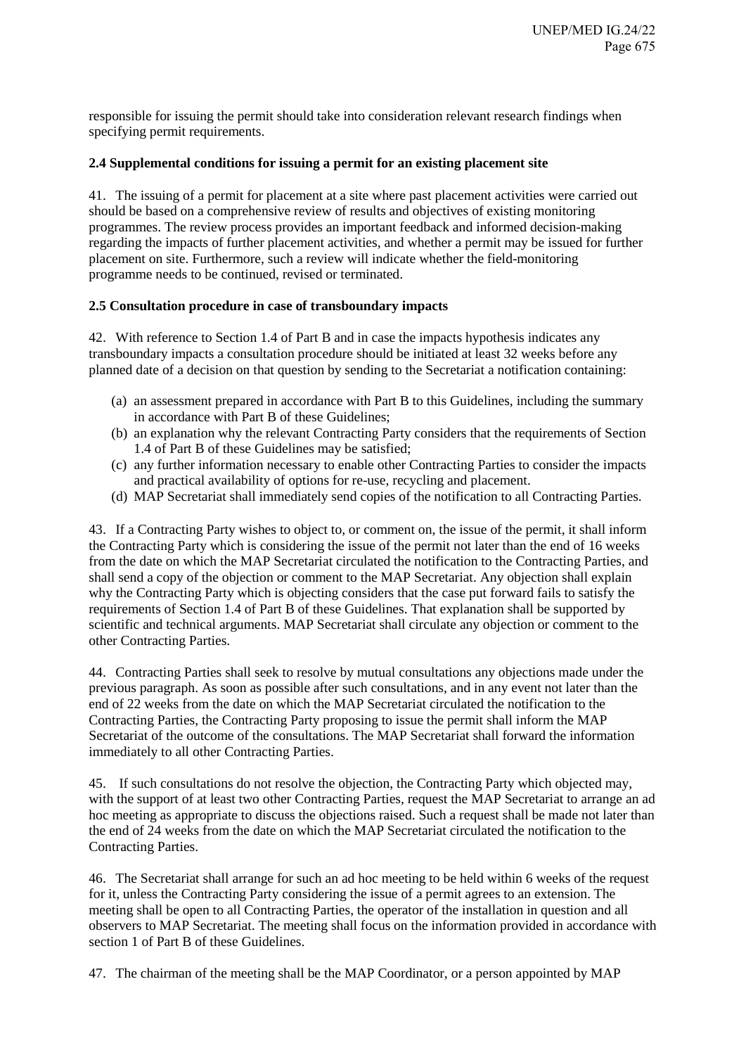responsible for issuing the permit should take into consideration relevant research findings when specifying permit requirements.

### 2.4 Supplemental conditions for issuing a permit for an existing placement site

41. The issuing of a permit for placement at a site where past placement activities were carried out should be based on a comprehensive review of results and objectives of existing monitoring programmes. The review process provides an important feedback and informed decision-making regarding the impacts of further placement activities, and whether a permit may be issued for further placement on site. Furthermore, such a review will indicate whether the field-monitoring programme needs to be continued, revised or terminated.

### 2.5 Consultation procedure in case of transboundary impacts

42. With reference to Section 1.4 of Part B and in case the impacts hypothesis indicates any transboundary impacts a consultation procedure should be initiated at least 32 weeks before any planned date of a decision on that question by sending to the Secretariat a notification containing:

(a) an assessment prepared in accordance with Part B to this Guidelines, including the summary in accordance with Part B of these Guidelines;
(b) an explanation why the relevant Contracting Party considers that the requirements of Section 1.4 of Part B of these Guidelines may be satisfied;
(c) any further information necessary to enable other Contracting Parties to consider the impacts and practical availability of options for re-use, recycling and placement.
(d) MAP Secretariat shall immediately send copies of the notification to all Contracting Parties.

43. If a Contracting Party wishes to object to, or comment on, the issue of the permit, it shall inform the Contracting Party which is considering the issue of the permit not later than the end of 16 weeks from the date on which the MAP Secretariat circulated the notification to the Contracting Parties, and shall send a copy of the objection or comment to the MAP Secretariat. Any objection shall explain why the Contracting Party which is objecting considers that the case put forward fails to satisfy the requirements of Section 1.4 of Part B of these Guidelines. That explanation shall be supported by scientific and technical arguments. MAP Secretariat shall circulate any objection or comment to the other Contracting Parties.

44. Contracting Parties shall seek to resolve by mutual consultations any objections made under the previous paragraph. As soon as possible after such consultations, and in any event not later than the end of 22 weeks from the date on which the MAP Secretariat circulated the notification to the Contracting Parties, the Contracting Party proposing to issue the permit shall inform the MAP Secretariat of the outcome of the consultations. The MAP Secretariat shall forward the information immediately to all other Contracting Parties.

45. If such consultations do not resolve the objection, the Contracting Party which objected may, with the support of at least two other Contracting Parties, request the MAP Secretariat to arrange an ad hoc meeting as appropriate to discuss the objections raised. Such a request shall be made not later than the end of 24 weeks from the date on which the MAP Secretariat circulated the notification to the Contracting Parties.

46. The Secretariat shall arrange for such an ad hoc meeting to be held within 6 weeks of the request for it, unless the Contracting Party considering the issue of a permit agrees to an extension. The meeting shall be open to all Contracting Parties, the operator of the installation in question and all observers to MAP Secretariat. The meeting shall focus on the information provided in accordance with section 1 of Part B of these Guidelines.

47. The chairman of the meeting shall be the MAP Coordinator, or a person appointed by MAP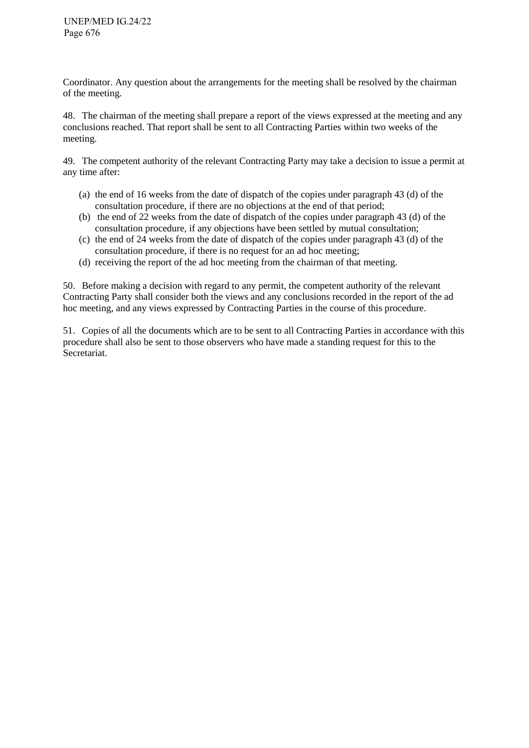Coordinator. Any question about the arrangements for the meeting shall be resolved by the chairman of the meeting.

48. The chairman of the meeting shall prepare a report of the views expressed at the meeting and any conclusions reached. That report shall be sent to all Contracting Parties within two weeks of the meeting.

49. The competent authority of the relevant Contracting Party may take a decision to issue a permit at any time after:

(a) the end of 16 weeks from the date of dispatch of the copies under paragraph 43 (d) of the consultation procedure, if there are no objections at the end of that period;
(b) the end of 22 weeks from the date of dispatch of the copies under paragraph 43 (d) of the consultation procedure, if any objections have been settled by mutual consultation;
(c) the end of 24 weeks from the date of dispatch of the copies under paragraph 43 (d) of the consultation procedure, if there is no request for an ad hoc meeting;
(d) receiving the report of the ad hoc meeting from the chairman of that meeting.

50. Before making a decision with regard to any permit, the competent authority of the relevant Contracting Party shall consider both the views and any conclusions recorded in the report of the ad hoc meeting, and any views expressed by Contracting Parties in the course of this procedure.

51. Copies of all the documents which are to be sent to all Contracting Parties in accordance with this procedure shall also be sent to those observers who have made a standing request for this to the Secretariat.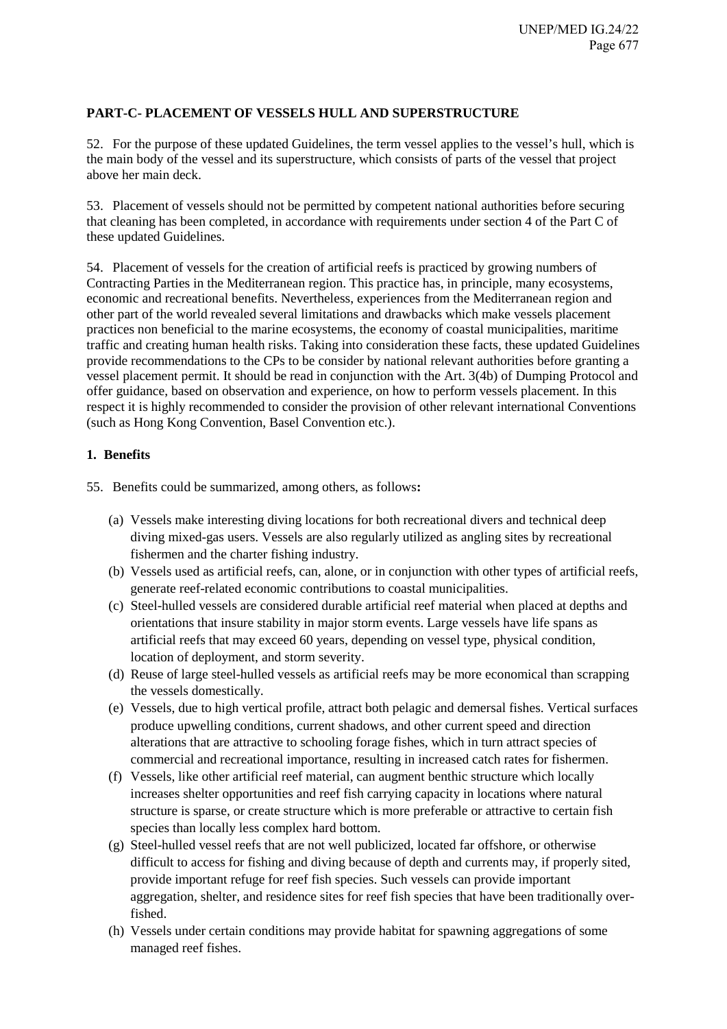## PART-C- PLACEMENT OF VESSELS HULL AND SUPERSTRUCTURE

52. For the purpose of these updated Guidelines, the term vessel applies to the vessel's hull, which is the main body of the vessel and its superstructure, which consists of parts of the vessel that project above her main deck.

53. Placement of vessels should not be permitted by competent national authorities before securing that cleaning has been completed, in accordance with requirements under section 4 of the Part C of these updated Guidelines.

54. Placement of vessels for the creation of artificial reefs is practiced by growing numbers of Contracting Parties in the Mediterranean region. This practice has, in principle, many ecosystems, economic and recreational benefits. Nevertheless, experiences from the Mediterranean region and other part of the world revealed several limitations and drawbacks which make vessels placement practices non beneficial to the marine ecosystems, the economy of coastal municipalities, maritime traffic and creating human health risks. Taking into consideration these facts, these updated Guidelines provide recommendations to the CPs to be consider by national relevant authorities before granting a vessel placement permit. It should be read in conjunction with the Art. 3(4b) of Dumping Protocol and offer guidance, based on observation and experience, on how to perform vessels placement. In this respect it is highly recommended to consider the provision of other relevant international Conventions (such as Hong Kong Convention, Basel Convention etc.).

### 1. Benefits

55. Benefits could be summarized, among others, as follows**:**

(a) Vessels make interesting diving locations for both recreational divers and technical deep diving mixed-gas users. Vessels are also regularly utilized as angling sites by recreational fishermen and the charter fishing industry.

(b) Vessels used as artificial reefs, can, alone, or in conjunction with other types of artificial reefs, generate reef-related economic contributions to coastal municipalities.

(c) Steel-hulled vessels are considered durable artificial reef material when placed at depths and orientations that insure stability in major storm events. Large vessels have life spans as artificial reefs that may exceed 60 years, depending on vessel type, physical condition, location of deployment, and storm severity.

(d) Reuse of large steel-hulled vessels as artificial reefs may be more economical than scrapping the vessels domestically.

(e) Vessels, due to high vertical profile, attract both pelagic and demersal fishes. Vertical surfaces produce upwelling conditions, current shadows, and other current speed and direction alterations that are attractive to schooling forage fishes, which in turn attract species of commercial and recreational importance, resulting in increased catch rates for fishermen.

(f) Vessels, like other artificial reef material, can augment benthic structure which locally increases shelter opportunities and reef fish carrying capacity in locations where natural structure is sparse, or create structure which is more preferable or attractive to certain fish species than locally less complex hard bottom.

(g) Steel-hulled vessel reefs that are not well publicized, located far offshore, or otherwise difficult to access for fishing and diving because of depth and currents may, if properly sited, provide important refuge for reef fish species. Such vessels can provide important aggregation, shelter, and residence sites for reef fish species that have been traditionally over-fished.

(h) Vessels under certain conditions may provide habitat for spawning aggregations of some managed reef fishes.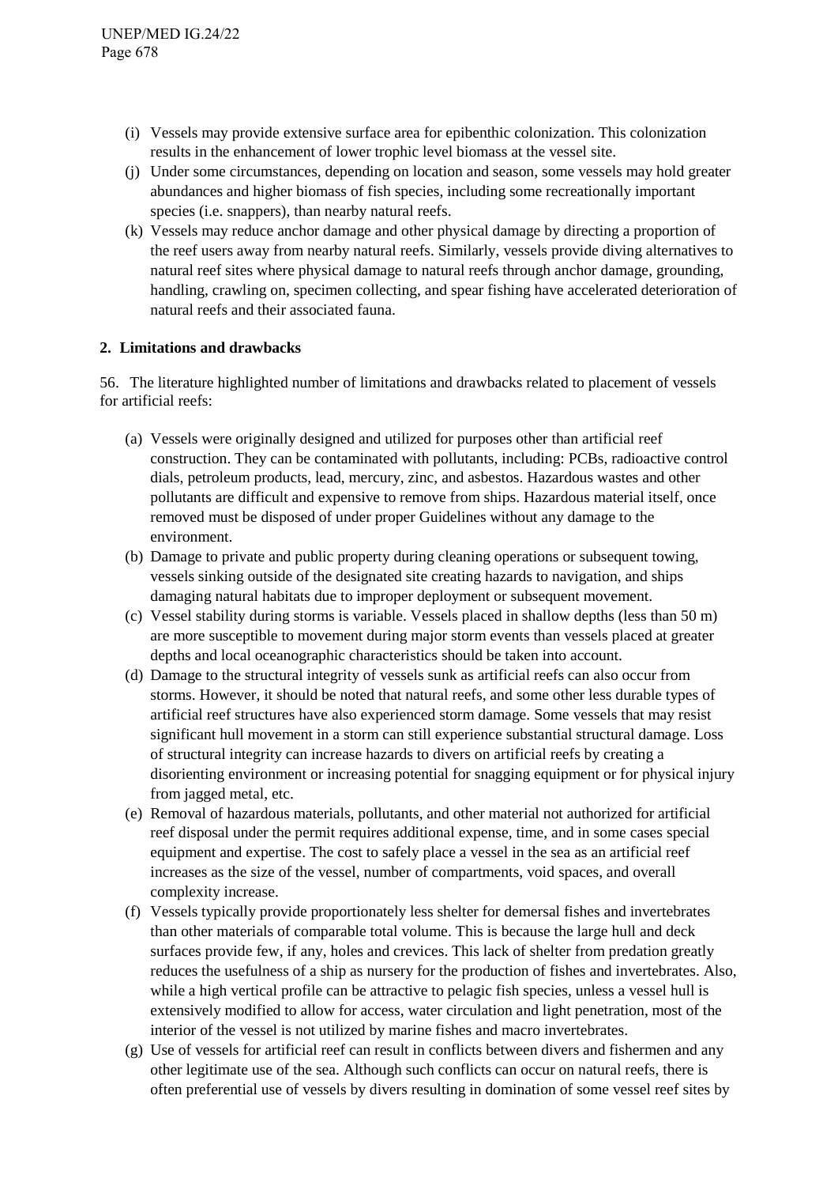(i) Vessels may provide extensive surface area for epibenthic colonization. This colonization results in the enhancement of lower trophic level biomass at the vessel site.

(j) Under some circumstances, depending on location and season, some vessels may hold greater abundances and higher biomass of fish species, including some recreationally important species (i.e. snappers), than nearby natural reefs.

(k) Vessels may reduce anchor damage and other physical damage by directing a proportion of the reef users away from nearby natural reefs. Similarly, vessels provide diving alternatives to natural reef sites where physical damage to natural reefs through anchor damage, grounding, handling, crawling on, specimen collecting, and spear fishing have accelerated deterioration of natural reefs and their associated fauna.

**2. Limitations and drawbacks**

56. The literature highlighted number of limitations and drawbacks related to placement of vessels for artificial reefs:

(a) Vessels were originally designed and utilized for purposes other than artificial reef construction. They can be contaminated with pollutants, including: PCBs, radioactive control dials, petroleum products, lead, mercury, zinc, and asbestos. Hazardous wastes and other pollutants are difficult and expensive to remove from ships. Hazardous material itself, once removed must be disposed of under proper Guidelines without any damage to the environment.

(b) Damage to private and public property during cleaning operations or subsequent towing, vessels sinking outside of the designated site creating hazards to navigation, and ships damaging natural habitats due to improper deployment or subsequent movement.

(c) Vessel stability during storms is variable. Vessels placed in shallow depths (less than 50 m) are more susceptible to movement during major storm events than vessels placed at greater depths and local oceanographic characteristics should be taken into account.

(d) Damage to the structural integrity of vessels sunk as artificial reefs can also occur from storms. However, it should be noted that natural reefs, and some other less durable types of artificial reef structures have also experienced storm damage. Some vessels that may resist significant hull movement in a storm can still experience substantial structural damage. Loss of structural integrity can increase hazards to divers on artificial reefs by creating a disorienting environment or increasing potential for snagging equipment or for physical injury from jagged metal, etc.

(e) Removal of hazardous materials, pollutants, and other material not authorized for artificial reef disposal under the permit requires additional expense, time, and in some cases special equipment and expertise. The cost to safely place a vessel in the sea as an artificial reef increases as the size of the vessel, number of compartments, void spaces, and overall complexity increase.

(f) Vessels typically provide proportionately less shelter for demersal fishes and invertebrates than other materials of comparable total volume. This is because the large hull and deck surfaces provide few, if any, holes and crevices. This lack of shelter from predation greatly reduces the usefulness of a ship as nursery for the production of fishes and invertebrates. Also, while a high vertical profile can be attractive to pelagic fish species, unless a vessel hull is extensively modified to allow for access, water circulation and light penetration, most of the interior of the vessel is not utilized by marine fishes and macro invertebrates.

(g) Use of vessels for artificial reef can result in conflicts between divers and fishermen and any other legitimate use of the sea. Although such conflicts can occur on natural reefs, there is often preferential use of vessels by divers resulting in domination of some vessel reef sites by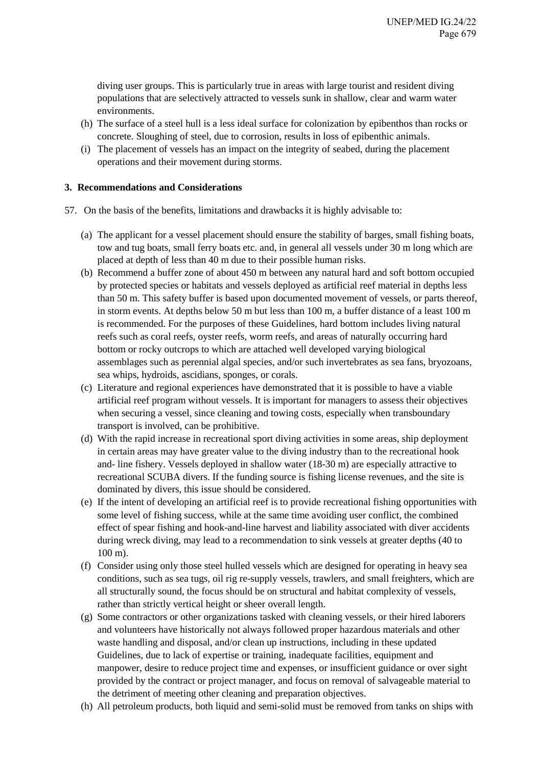diving user groups. This is particularly true in areas with large tourist and resident diving populations that are selectively attracted to vessels sunk in shallow, clear and warm water environments.

(h) The surface of a steel hull is a less ideal surface for colonization by epibenthos than rocks or concrete. Sloughing of steel, due to corrosion, results in loss of epibenthic animals.

(i) The placement of vessels has an impact on the integrity of seabed, during the placement operations and their movement during storms.

### 3. Recommendations and Considerations

57. On the basis of the benefits, limitations and drawbacks it is highly advisable to:

(a) The applicant for a vessel placement should ensure the stability of barges, small fishing boats, tow and tug boats, small ferry boats etc. and, in general all vessels under 30 m long which are placed at depth of less than 40 m due to their possible human risks.

(b) Recommend a buffer zone of about 450 m between any natural hard and soft bottom occupied by protected species or habitats and vessels deployed as artificial reef material in depths less than 50 m. This safety buffer is based upon documented movement of vessels, or parts thereof, in storm events. At depths below 50 m but less than 100 m, a buffer distance of a least 100 m is recommended. For the purposes of these Guidelines, hard bottom includes living natural reefs such as coral reefs, oyster reefs, worm reefs, and areas of naturally occurring hard bottom or rocky outcrops to which are attached well developed varying biological assemblages such as perennial algal species, and/or such invertebrates as sea fans, bryozoans, sea whips, hydroids, ascidians, sponges, or corals.

(c) Literature and regional experiences have demonstrated that it is possible to have a viable artificial reef program without vessels. It is important for managers to assess their objectives when securing a vessel, since cleaning and towing costs, especially when transboundary transport is involved, can be prohibitive.

(d) With the rapid increase in recreational sport diving activities in some areas, ship deployment in certain areas may have greater value to the diving industry than to the recreational hook and- line fishery. Vessels deployed in shallow water (18-30 m) are especially attractive to recreational SCUBA divers. If the funding source is fishing license revenues, and the site is dominated by divers, this issue should be considered.

(e) If the intent of developing an artificial reef is to provide recreational fishing opportunities with some level of fishing success, while at the same time avoiding user conflict, the combined effect of spear fishing and hook-and-line harvest and liability associated with diver accidents during wreck diving, may lead to a recommendation to sink vessels at greater depths (40 to 100 m).

(f) Consider using only those steel hulled vessels which are designed for operating in heavy sea conditions, such as sea tugs, oil rig re-supply vessels, trawlers, and small freighters, which are all structurally sound, the focus should be on structural and habitat complexity of vessels, rather than strictly vertical height or sheer overall length.

(g) Some contractors or other organizations tasked with cleaning vessels, or their hired laborers and volunteers have historically not always followed proper hazardous materials and other waste handling and disposal, and/or clean up instructions, including in these updated Guidelines, due to lack of expertise or training, inadequate facilities, equipment and manpower, desire to reduce project time and expenses, or insufficient guidance or over sight provided by the contract or project manager, and focus on removal of salvageable material to the detriment of meeting other cleaning and preparation objectives.

(h) All petroleum products, both liquid and semi-solid must be removed from tanks on ships with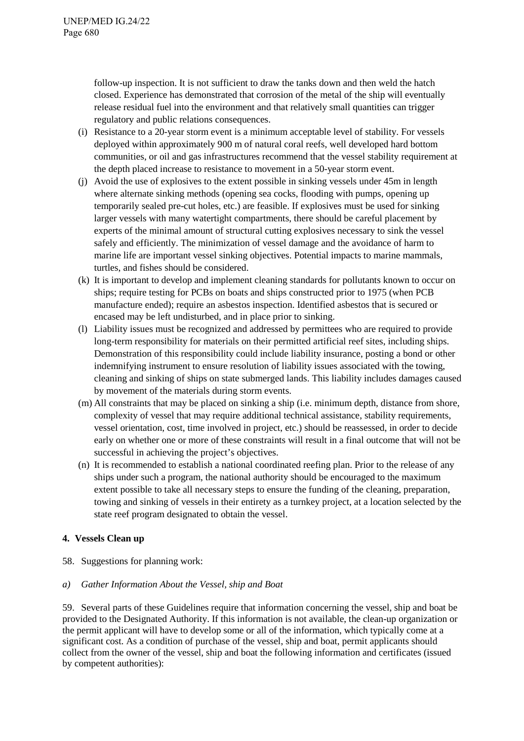follow-up inspection. It is not sufficient to draw the tanks down and then weld the hatch closed. Experience has demonstrated that corrosion of the metal of the ship will eventually release residual fuel into the environment and that relatively small quantities can trigger regulatory and public relations consequences.

(i) Resistance to a 20-year storm event is a minimum acceptable level of stability. For vessels deployed within approximately 900 m of natural coral reefs, well developed hard bottom communities, or oil and gas infrastructures recommend that the vessel stability requirement at the depth placed increase to resistance to movement in a 50-year storm event.

(j) Avoid the use of explosives to the extent possible in sinking vessels under 45m in length where alternate sinking methods (opening sea cocks, flooding with pumps, opening up temporarily sealed pre-cut holes, etc.) are feasible. If explosives must be used for sinking larger vessels with many watertight compartments, there should be careful placement by experts of the minimal amount of structural cutting explosives necessary to sink the vessel safely and efficiently. The minimization of vessel damage and the avoidance of harm to marine life are important vessel sinking objectives. Potential impacts to marine mammals, turtles, and fishes should be considered.

(k) It is important to develop and implement cleaning standards for pollutants known to occur on ships; require testing for PCBs on boats and ships constructed prior to 1975 (when PCB manufacture ended); require an asbestos inspection. Identified asbestos that is secured or encased may be left undisturbed, and in place prior to sinking.

(l) Liability issues must be recognized and addressed by permittees who are required to provide long-term responsibility for materials on their permitted artificial reef sites, including ships. Demonstration of this responsibility could include liability insurance, posting a bond or other indemnifying instrument to ensure resolution of liability issues associated with the towing, cleaning and sinking of ships on state submerged lands. This liability includes damages caused by movement of the materials during storm events.

(m) All constraints that may be placed on sinking a ship (i.e. minimum depth, distance from shore, complexity of vessel that may require additional technical assistance, stability requirements, vessel orientation, cost, time involved in project, etc.) should be reassessed, in order to decide early on whether one or more of these constraints will result in a final outcome that will not be successful in achieving the project's objectives.

(n) It is recommended to establish a national coordinated reefing plan. Prior to the release of any ships under such a program, the national authority should be encouraged to the maximum extent possible to take all necessary steps to ensure the funding of the cleaning, preparation, towing and sinking of vessels in their entirety as a turnkey project, at a location selected by the state reef program designated to obtain the vessel.

### 4. Vessels Clean up

58. Suggestions for planning work:

*a) Gather Information About the Vessel, ship and Boat*

59. Several parts of these Guidelines require that information concerning the vessel, ship and boat be provided to the Designated Authority. If this information is not available, the clean-up organization or the permit applicant will have to develop some or all of the information, which typically come at a significant cost. As a condition of purchase of the vessel, ship and boat, permit applicants should collect from the owner of the vessel, ship and boat the following information and certificates (issued by competent authorities):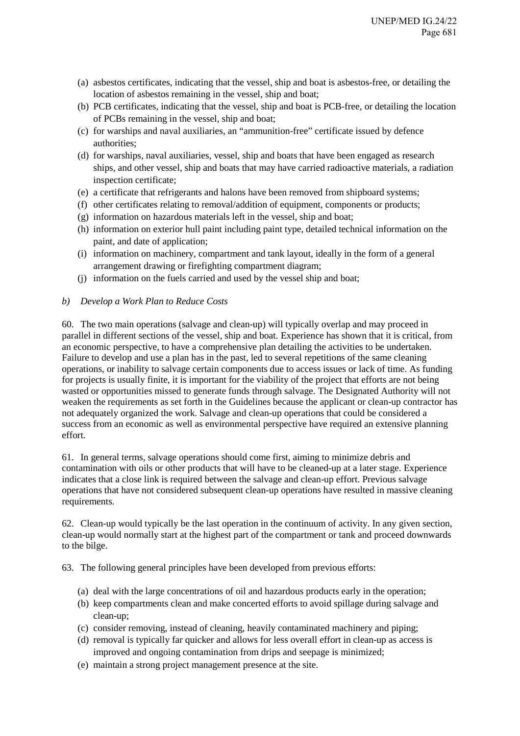(a) asbestos certificates, indicating that the vessel, ship and boat is asbestos-free, or detailing the location of asbestos remaining in the vessel, ship and boat;
(b) PCB certificates, indicating that the vessel, ship and boat is PCB-free, or detailing the location of PCBs remaining in the vessel, ship and boat;
(c) for warships and naval auxiliaries, an "ammunition-free" certificate issued by defence authorities;
(d) for warships, naval auxiliaries, vessel, ship and boats that have been engaged as research ships, and other vessel, ship and boats that may have carried radioactive materials, a radiation inspection certificate;
(e) a certificate that refrigerants and halons have been removed from shipboard systems;
(f) other certificates relating to removal/addition of equipment, components or products;
(g) information on hazardous materials left in the vessel, ship and boat;
(h) information on exterior hull paint including paint type, detailed technical information on the paint, and date of application;
(i) information on machinery, compartment and tank layout, ideally in the form of a general arrangement drawing or firefighting compartment diagram;
(j) information on the fuels carried and used by the vessel ship and boat;

*b) Develop a Work Plan to Reduce Costs*

60. The two main operations (salvage and clean-up) will typically overlap and may proceed in parallel in different sections of the vessel, ship and boat. Experience has shown that it is critical, from an economic perspective, to have a comprehensive plan detailing the activities to be undertaken. Failure to develop and use a plan has in the past, led to several repetitions of the same cleaning operations, or inability to salvage certain components due to access issues or lack of time. As funding for projects is usually finite, it is important for the viability of the project that efforts are not being wasted or opportunities missed to generate funds through salvage. The Designated Authority will not weaken the requirements as set forth in the Guidelines because the applicant or clean-up contractor has not adequately organized the work. Salvage and clean-up operations that could be considered a success from an economic as well as environmental perspective have required an extensive planning effort.

61. In general terms, salvage operations should come first, aiming to minimize debris and contamination with oils or other products that will have to be cleaned-up at a later stage. Experience indicates that a close link is required between the salvage and clean-up effort. Previous salvage operations that have not considered subsequent clean-up operations have resulted in massive cleaning requirements.

62. Clean-up would typically be the last operation in the continuum of activity. In any given section, clean-up would normally start at the highest part of the compartment or tank and proceed downwards to the bilge.

63. The following general principles have been developed from previous efforts:

(a) deal with the large concentrations of oil and hazardous products early in the operation;
(b) keep compartments clean and make concerted efforts to avoid spillage during salvage and clean-up;
(c) consider removing, instead of cleaning, heavily contaminated machinery and piping;
(d) removal is typically far quicker and allows for less overall effort in clean-up as access is improved and ongoing contamination from drips and seepage is minimized;
(e) maintain a strong project management presence at the site.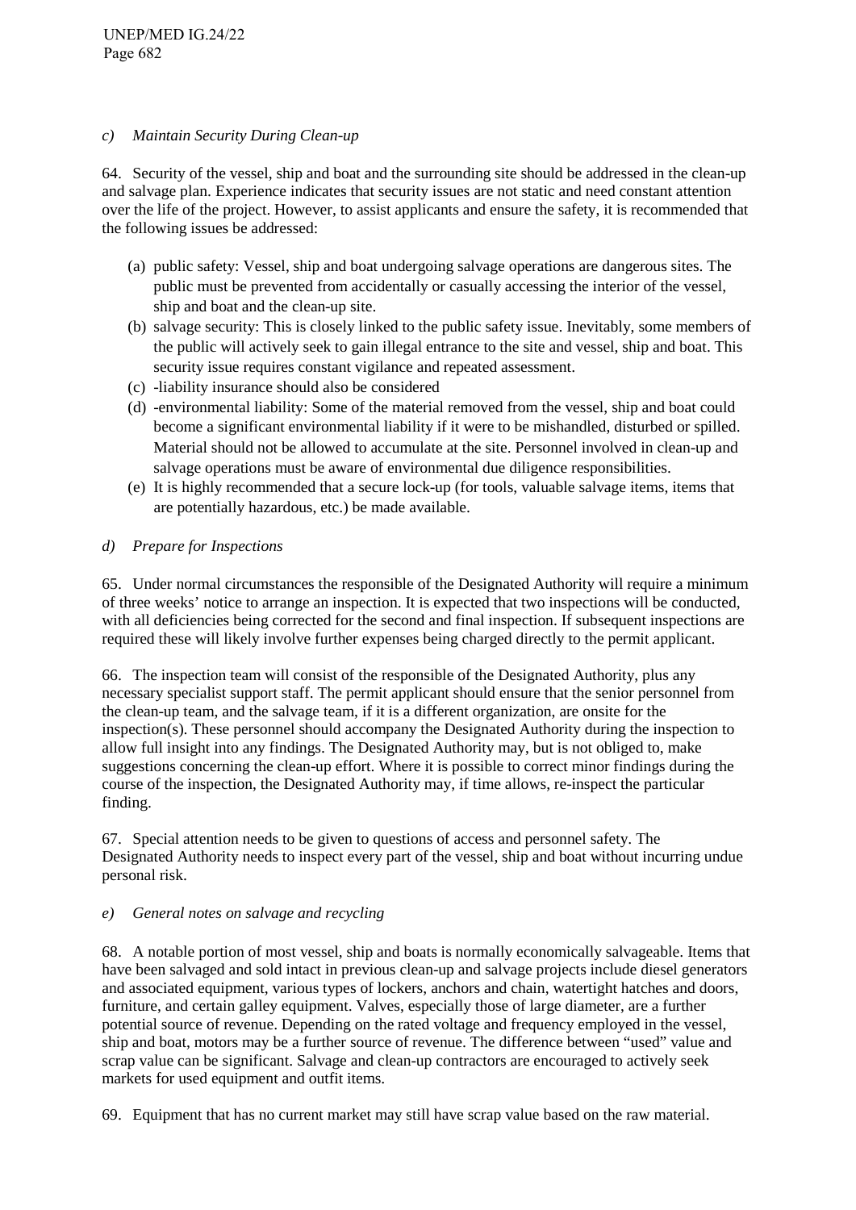*c) Maintain Security During Clean-up*

64. Security of the vessel, ship and boat and the surrounding site should be addressed in the clean-up and salvage plan. Experience indicates that security issues are not static and need constant attention over the life of the project. However, to assist applicants and ensure the safety, it is recommended that the following issues be addressed:

(a) public safety: Vessel, ship and boat undergoing salvage operations are dangerous sites. The public must be prevented from accidentally or casually accessing the interior of the vessel, ship and boat and the clean-up site.

(b) salvage security: This is closely linked to the public safety issue. Inevitably, some members of the public will actively seek to gain illegal entrance to the site and vessel, ship and boat. This security issue requires constant vigilance and repeated assessment.

(c) -liability insurance should also be considered

(d) -environmental liability: Some of the material removed from the vessel, ship and boat could become a significant environmental liability if it were to be mishandled, disturbed or spilled. Material should not be allowed to accumulate at the site. Personnel involved in clean-up and salvage operations must be aware of environmental due diligence responsibilities.

(e) It is highly recommended that a secure lock-up (for tools, valuable salvage items, items that are potentially hazardous, etc.) be made available.

*d) Prepare for Inspections*

65. Under normal circumstances the responsible of the Designated Authority will require a minimum of three weeks' notice to arrange an inspection. It is expected that two inspections will be conducted, with all deficiencies being corrected for the second and final inspection. If subsequent inspections are required these will likely involve further expenses being charged directly to the permit applicant.

66. The inspection team will consist of the responsible of the Designated Authority, plus any necessary specialist support staff. The permit applicant should ensure that the senior personnel from the clean-up team, and the salvage team, if it is a different organization, are onsite for the inspection(s). These personnel should accompany the Designated Authority during the inspection to allow full insight into any findings. The Designated Authority may, but is not obliged to, make suggestions concerning the clean-up effort. Where it is possible to correct minor findings during the course of the inspection, the Designated Authority may, if time allows, re-inspect the particular finding.

67. Special attention needs to be given to questions of access and personnel safety. The Designated Authority needs to inspect every part of the vessel, ship and boat without incurring undue personal risk.

*e) General notes on salvage and recycling*

68. A notable portion of most vessel, ship and boats is normally economically salvageable. Items that have been salvaged and sold intact in previous clean-up and salvage projects include diesel generators and associated equipment, various types of lockers, anchors and chain, watertight hatches and doors, furniture, and certain galley equipment. Valves, especially those of large diameter, are a further potential source of revenue. Depending on the rated voltage and frequency employed in the vessel, ship and boat, motors may be a further source of revenue. The difference between "used" value and scrap value can be significant. Salvage and clean-up contractors are encouraged to actively seek markets for used equipment and outfit items.

69. Equipment that has no current market may still have scrap value based on the raw material.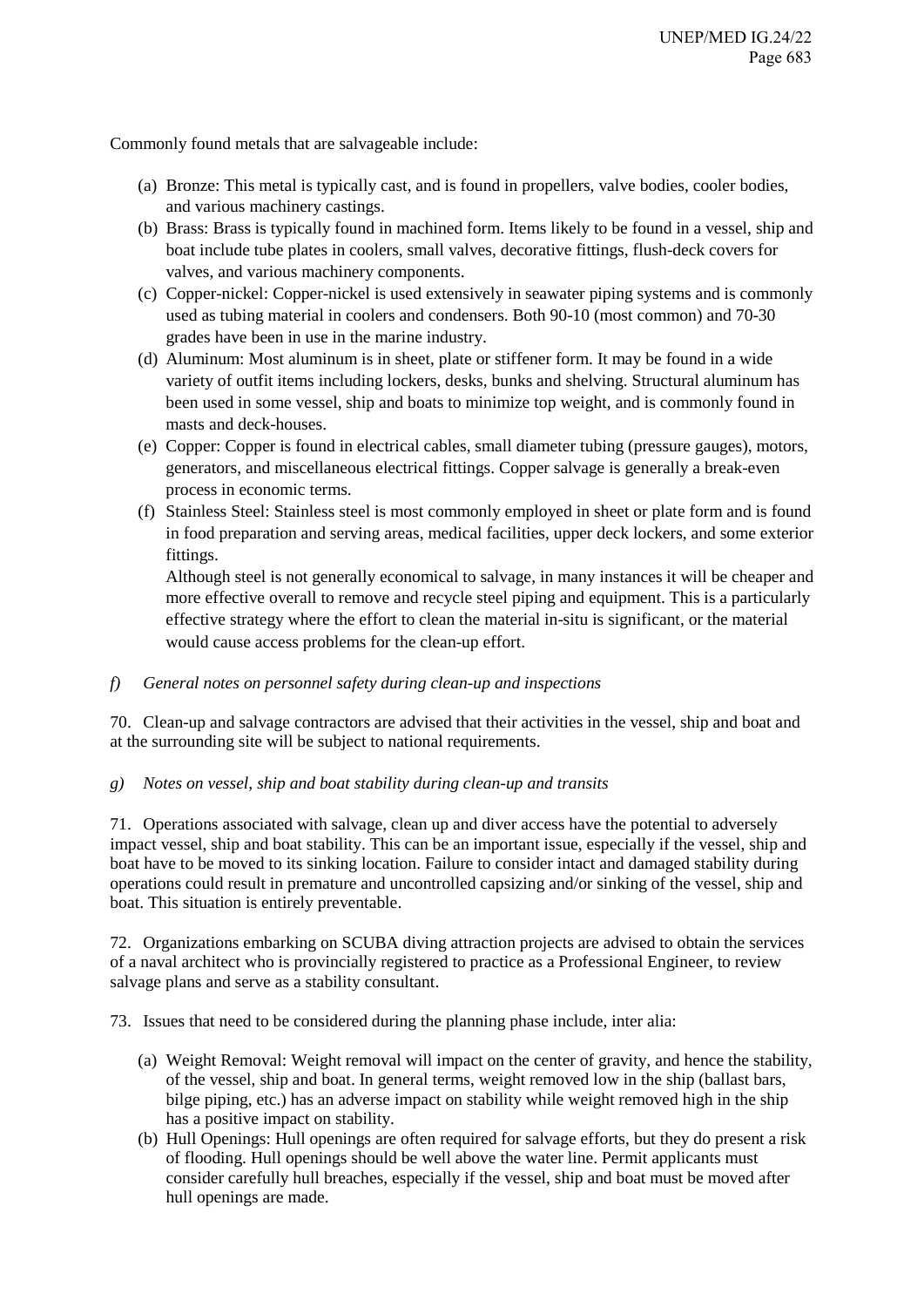Commonly found metals that are salvageable include:

(a) Bronze: This metal is typically cast, and is found in propellers, valve bodies, cooler bodies, and various machinery castings.
(b) Brass: Brass is typically found in machined form. Items likely to be found in a vessel, ship and boat include tube plates in coolers, small valves, decorative fittings, flush-deck covers for valves, and various machinery components.
(c) Copper-nickel: Copper-nickel is used extensively in seawater piping systems and is commonly used as tubing material in coolers and condensers. Both 90-10 (most common) and 70-30 grades have been in use in the marine industry.
(d) Aluminum: Most aluminum is in sheet, plate or stiffener form. It may be found in a wide variety of outfit items including lockers, desks, bunks and shelving. Structural aluminum has been used in some vessel, ship and boats to minimize top weight, and is commonly found in masts and deck-houses.
(e) Copper: Copper is found in electrical cables, small diameter tubing (pressure gauges), motors, generators, and miscellaneous electrical fittings. Copper salvage is generally a break-even process in economic terms.
(f) Stainless Steel: Stainless steel is most commonly employed in sheet or plate form and is found in food preparation and serving areas, medical facilities, upper deck lockers, and some exterior fittings.

   Although steel is not generally economical to salvage, in many instances it will be cheaper and more effective overall to remove and recycle steel piping and equipment. This is a particularly effective strategy where the effort to clean the material in-situ is significant, or the material would cause access problems for the clean-up effort.

*f) General notes on personnel safety during clean-up and inspections*

70. Clean-up and salvage contractors are advised that their activities in the vessel, ship and boat and at the surrounding site will be subject to national requirements.

*g) Notes on vessel, ship and boat stability during clean-up and transits*

71. Operations associated with salvage, clean up and diver access have the potential to adversely impact vessel, ship and boat stability. This can be an important issue, especially if the vessel, ship and boat have to be moved to its sinking location. Failure to consider intact and damaged stability during operations could result in premature and uncontrolled capsizing and/or sinking of the vessel, ship and boat. This situation is entirely preventable.

72. Organizations embarking on SCUBA diving attraction projects are advised to obtain the services of a naval architect who is provincially registered to practice as a Professional Engineer, to review salvage plans and serve as a stability consultant.

73. Issues that need to be considered during the planning phase include, inter alia:

(a) Weight Removal: Weight removal will impact on the center of gravity, and hence the stability, of the vessel, ship and boat. In general terms, weight removed low in the ship (ballast bars, bilge piping, etc.) has an adverse impact on stability while weight removed high in the ship has a positive impact on stability.
(b) Hull Openings: Hull openings are often required for salvage efforts, but they do present a risk of flooding. Hull openings should be well above the water line. Permit applicants must consider carefully hull breaches, especially if the vessel, ship and boat must be moved after hull openings are made.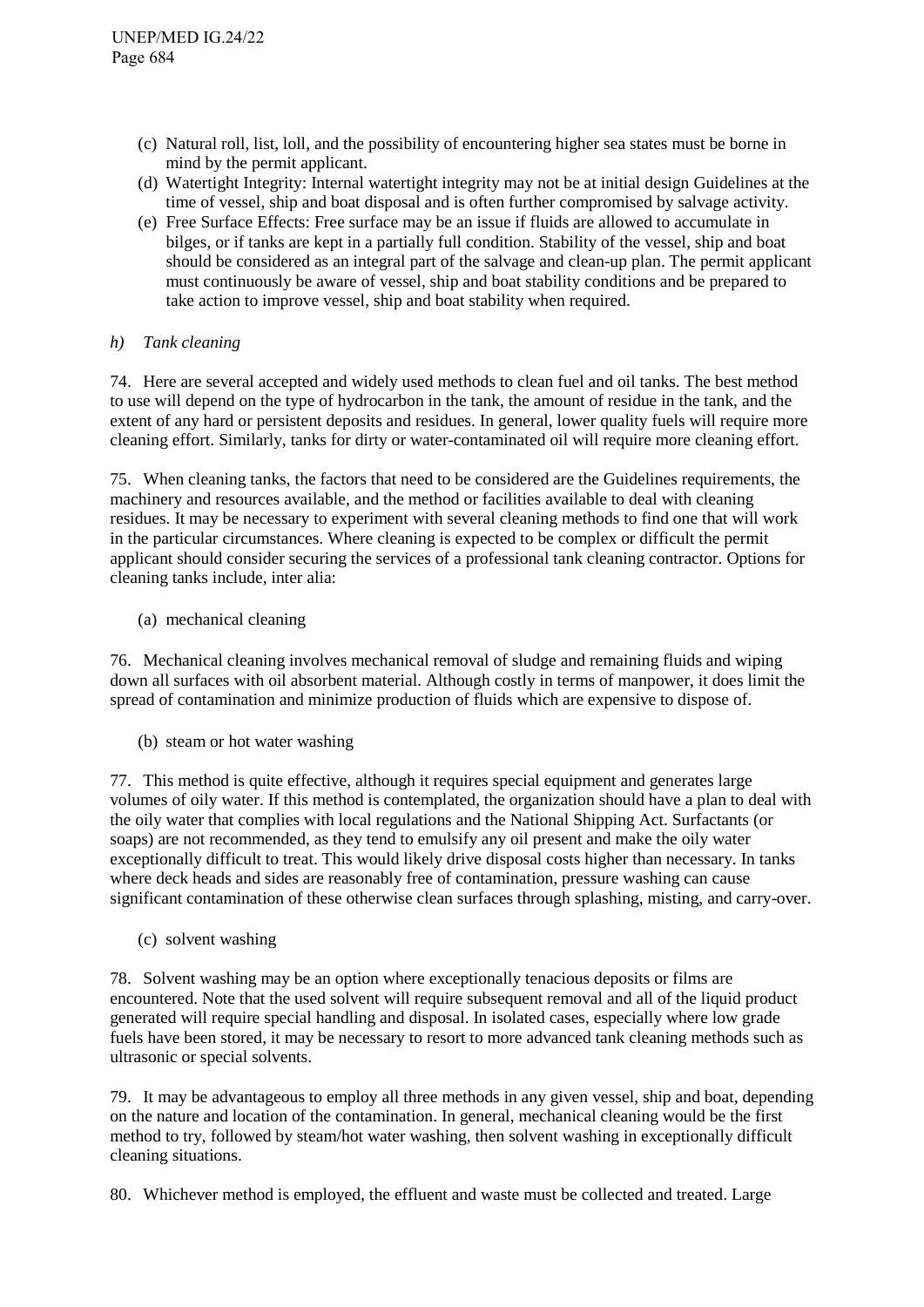(c) Natural roll, list, loll, and the possibility of encountering higher sea states must be borne in mind by the permit applicant.

(d) Watertight Integrity: Internal watertight integrity may not be at initial design Guidelines at the time of vessel, ship and boat disposal and is often further compromised by salvage activity.

(e) Free Surface Effects: Free surface may be an issue if fluids are allowed to accumulate in bilges, or if tanks are kept in a partially full condition. Stability of the vessel, ship and boat should be considered as an integral part of the salvage and clean-up plan. The permit applicant must continuously be aware of vessel, ship and boat stability conditions and be prepared to take action to improve vessel, ship and boat stability when required.

*h) Tank cleaning*

74. Here are several accepted and widely used methods to clean fuel and oil tanks. The best method to use will depend on the type of hydrocarbon in the tank, the amount of residue in the tank, and the extent of any hard or persistent deposits and residues. In general, lower quality fuels will require more cleaning effort. Similarly, tanks for dirty or water-contaminated oil will require more cleaning effort.

75. When cleaning tanks, the factors that need to be considered are the Guidelines requirements, the machinery and resources available, and the method or facilities available to deal with cleaning residues. It may be necessary to experiment with several cleaning methods to find one that will work in the particular circumstances. Where cleaning is expected to be complex or difficult the permit applicant should consider securing the services of a professional tank cleaning contractor. Options for cleaning tanks include, inter alia:

(a) mechanical cleaning

76. Mechanical cleaning involves mechanical removal of sludge and remaining fluids and wiping down all surfaces with oil absorbent material. Although costly in terms of manpower, it does limit the spread of contamination and minimize production of fluids which are expensive to dispose of.

(b) steam or hot water washing

77. This method is quite effective, although it requires special equipment and generates large volumes of oily water. If this method is contemplated, the organization should have a plan to deal with the oily water that complies with local regulations and the National Shipping Act. Surfactants (or soaps) are not recommended, as they tend to emulsify any oil present and make the oily water exceptionally difficult to treat. This would likely drive disposal costs higher than necessary. In tanks where deck heads and sides are reasonably free of contamination, pressure washing can cause significant contamination of these otherwise clean surfaces through splashing, misting, and carry-over.

(c) solvent washing

78. Solvent washing may be an option where exceptionally tenacious deposits or films are encountered. Note that the used solvent will require subsequent removal and all of the liquid product generated will require special handling and disposal. In isolated cases, especially where low grade fuels have been stored, it may be necessary to resort to more advanced tank cleaning methods such as ultrasonic or special solvents.

79. It may be advantageous to employ all three methods in any given vessel, ship and boat, depending on the nature and location of the contamination. In general, mechanical cleaning would be the first method to try, followed by steam/hot water washing, then solvent washing in exceptionally difficult cleaning situations.

80. Whichever method is employed, the effluent and waste must be collected and treated. Large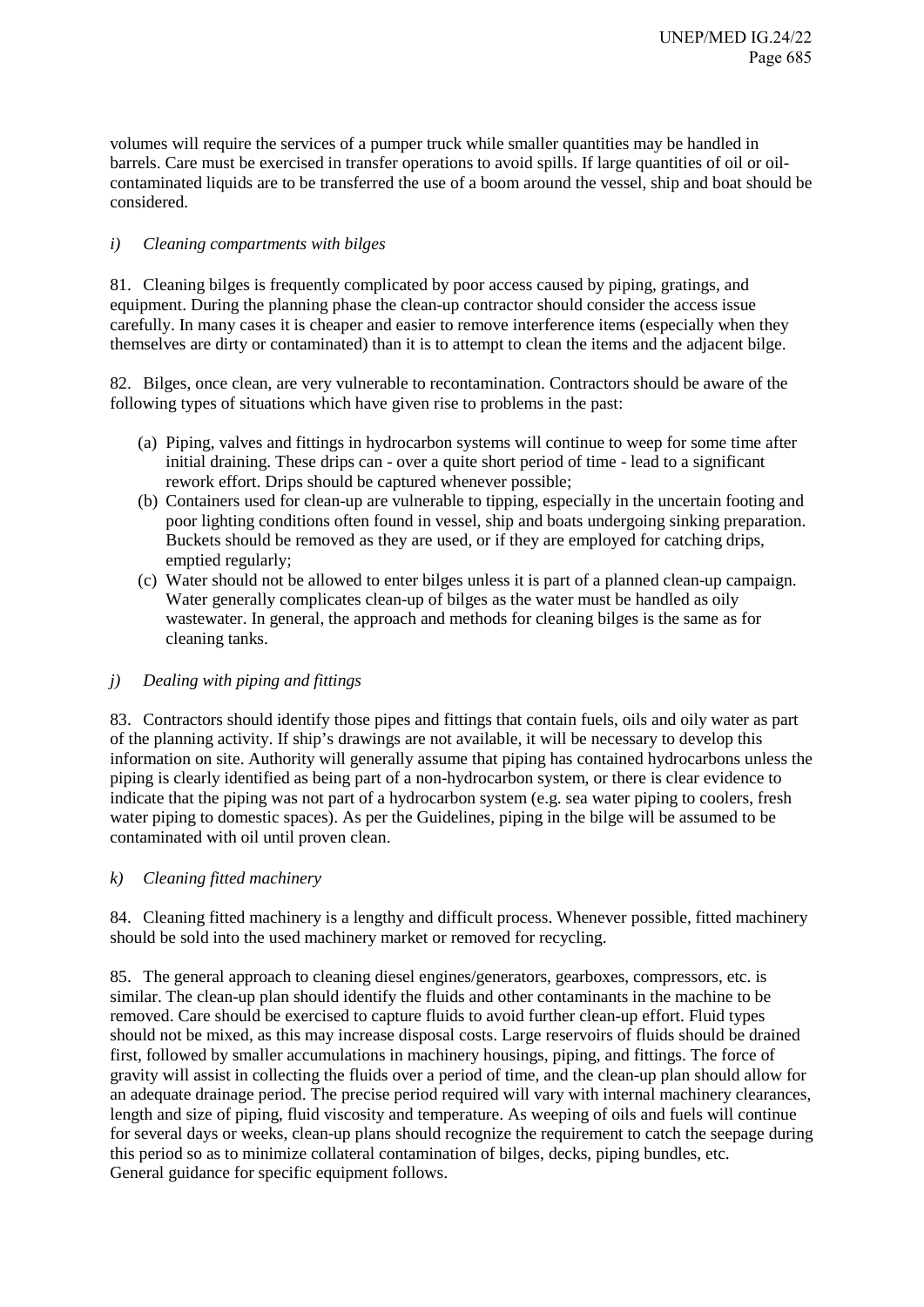volumes will require the services of a pumper truck while smaller quantities may be handled in barrels. Care must be exercised in transfer operations to avoid spills. If large quantities of oil or oil-contaminated liquids are to be transferred the use of a boom around the vessel, ship and boat should be considered.

### *i) Cleaning compartments with bilges*

81. Cleaning bilges is frequently complicated by poor access caused by piping, gratings, and equipment. During the planning phase the clean-up contractor should consider the access issue carefully. In many cases it is cheaper and easier to remove interference items (especially when they themselves are dirty or contaminated) than it is to attempt to clean the items and the adjacent bilge.

82. Bilges, once clean, are very vulnerable to recontamination. Contractors should be aware of the following types of situations which have given rise to problems in the past:

(a) Piping, valves and fittings in hydrocarbon systems will continue to weep for some time after initial draining. These drips can - over a quite short period of time - lead to a significant rework effort. Drips should be captured whenever possible;
(b) Containers used for clean-up are vulnerable to tipping, especially in the uncertain footing and poor lighting conditions often found in vessel, ship and boats undergoing sinking preparation. Buckets should be removed as they are used, or if they are employed for catching drips, emptied regularly;
(c) Water should not be allowed to enter bilges unless it is part of a planned clean-up campaign. Water generally complicates clean-up of bilges as the water must be handled as oily wastewater. In general, the approach and methods for cleaning bilges is the same as for cleaning tanks.

### *j) Dealing with piping and fittings*

83. Contractors should identify those pipes and fittings that contain fuels, oils and oily water as part of the planning activity. If ship's drawings are not available, it will be necessary to develop this information on site. Authority will generally assume that piping has contained hydrocarbons unless the piping is clearly identified as being part of a non-hydrocarbon system, or there is clear evidence to indicate that the piping was not part of a hydrocarbon system (e.g. sea water piping to coolers, fresh water piping to domestic spaces). As per the Guidelines, piping in the bilge will be assumed to be contaminated with oil until proven clean.

### *k) Cleaning fitted machinery*

84. Cleaning fitted machinery is a lengthy and difficult process. Whenever possible, fitted machinery should be sold into the used machinery market or removed for recycling.

85. The general approach to cleaning diesel engines/generators, gearboxes, compressors, etc. is similar. The clean-up plan should identify the fluids and other contaminants in the machine to be removed. Care should be exercised to capture fluids to avoid further clean-up effort. Fluid types should not be mixed, as this may increase disposal costs. Large reservoirs of fluids should be drained first, followed by smaller accumulations in machinery housings, piping, and fittings. The force of gravity will assist in collecting the fluids over a period of time, and the clean-up plan should allow for an adequate drainage period. The precise period required will vary with internal machinery clearances, length and size of piping, fluid viscosity and temperature. As weeping of oils and fuels will continue for several days or weeks, clean-up plans should recognize the requirement to catch the seepage during this period so as to minimize collateral contamination of bilges, decks, piping bundles, etc. General guidance for specific equipment follows.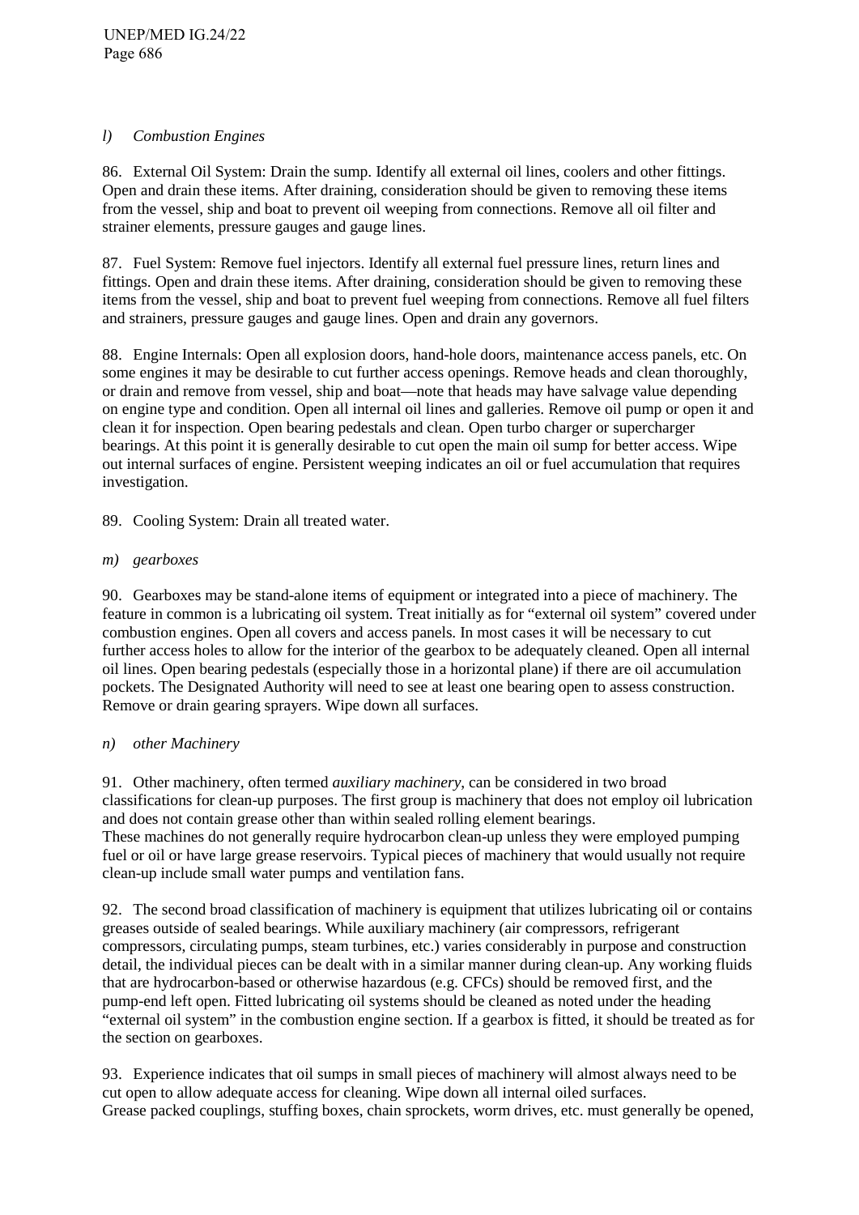*l) Combustion Engines*

86. External Oil System: Drain the sump. Identify all external oil lines, coolers and other fittings. Open and drain these items. After draining, consideration should be given to removing these items from the vessel, ship and boat to prevent oil weeping from connections. Remove all oil filter and strainer elements, pressure gauges and gauge lines.

87. Fuel System: Remove fuel injectors. Identify all external fuel pressure lines, return lines and fittings. Open and drain these items. After draining, consideration should be given to removing these items from the vessel, ship and boat to prevent fuel weeping from connections. Remove all fuel filters and strainers, pressure gauges and gauge lines. Open and drain any governors.

88. Engine Internals: Open all explosion doors, hand-hole doors, maintenance access panels, etc. On some engines it may be desirable to cut further access openings. Remove heads and clean thoroughly, or drain and remove from vessel, ship and boat—note that heads may have salvage value depending on engine type and condition. Open all internal oil lines and galleries. Remove oil pump or open it and clean it for inspection. Open bearing pedestals and clean. Open turbo charger or supercharger bearings. At this point it is generally desirable to cut open the main oil sump for better access. Wipe out internal surfaces of engine. Persistent weeping indicates an oil or fuel accumulation that requires investigation.

89. Cooling System: Drain all treated water.

*m) gearboxes*

90. Gearboxes may be stand-alone items of equipment or integrated into a piece of machinery. The feature in common is a lubricating oil system. Treat initially as for "external oil system" covered under combustion engines. Open all covers and access panels. In most cases it will be necessary to cut further access holes to allow for the interior of the gearbox to be adequately cleaned. Open all internal oil lines. Open bearing pedestals (especially those in a horizontal plane) if there are oil accumulation pockets. The Designated Authority will need to see at least one bearing open to assess construction. Remove or drain gearing sprayers. Wipe down all surfaces.

*n) other Machinery*

91. Other machinery, often termed *auxiliary machinery*, can be considered in two broad classifications for clean-up purposes. The first group is machinery that does not employ oil lubrication and does not contain grease other than within sealed rolling element bearings.
These machines do not generally require hydrocarbon clean-up unless they were employed pumping fuel or oil or have large grease reservoirs. Typical pieces of machinery that would usually not require clean-up include small water pumps and ventilation fans.

92. The second broad classification of machinery is equipment that utilizes lubricating oil or contains greases outside of sealed bearings. While auxiliary machinery (air compressors, refrigerant compressors, circulating pumps, steam turbines, etc.) varies considerably in purpose and construction detail, the individual pieces can be dealt with in a similar manner during clean-up. Any working fluids that are hydrocarbon-based or otherwise hazardous (e.g. CFCs) should be removed first, and the pump-end left open. Fitted lubricating oil systems should be cleaned as noted under the heading "external oil system" in the combustion engine section. If a gearbox is fitted, it should be treated as for the section on gearboxes.

93. Experience indicates that oil sumps in small pieces of machinery will almost always need to be cut open to allow adequate access for cleaning. Wipe down all internal oiled surfaces.
Grease packed couplings, stuffing boxes, chain sprockets, worm drives, etc. must generally be opened,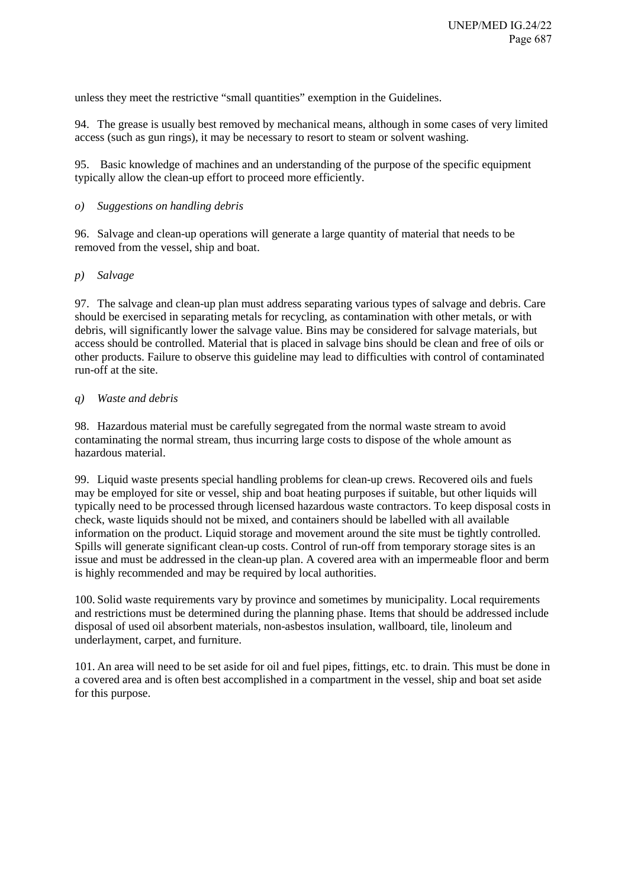unless they meet the restrictive “small quantities” exemption in the Guidelines.

94. The grease is usually best removed by mechanical means, although in some cases of very limited access (such as gun rings), it may be necessary to resort to steam or solvent washing.

95. Basic knowledge of machines and an understanding of the purpose of the specific equipment typically allow the clean-up effort to proceed more efficiently.

*o) Suggestions on handling debris*

96. Salvage and clean-up operations will generate a large quantity of material that needs to be removed from the vessel, ship and boat.

*p) Salvage*

97. The salvage and clean-up plan must address separating various types of salvage and debris. Care should be exercised in separating metals for recycling, as contamination with other metals, or with debris, will significantly lower the salvage value. Bins may be considered for salvage materials, but access should be controlled. Material that is placed in salvage bins should be clean and free of oils or other products. Failure to observe this guideline may lead to difficulties with control of contaminated run-off at the site.

*q) Waste and debris*

98. Hazardous material must be carefully segregated from the normal waste stream to avoid contaminating the normal stream, thus incurring large costs to dispose of the whole amount as hazardous material.

99. Liquid waste presents special handling problems for clean-up crews. Recovered oils and fuels may be employed for site or vessel, ship and boat heating purposes if suitable, but other liquids will typically need to be processed through licensed hazardous waste contractors. To keep disposal costs in check, waste liquids should not be mixed, and containers should be labelled with all available information on the product. Liquid storage and movement around the site must be tightly controlled. Spills will generate significant clean-up costs. Control of run-off from temporary storage sites is an issue and must be addressed in the clean-up plan. A covered area with an impermeable floor and berm is highly recommended and may be required by local authorities.

100. Solid waste requirements vary by province and sometimes by municipality. Local requirements and restrictions must be determined during the planning phase. Items that should be addressed include disposal of used oil absorbent materials, non-asbestos insulation, wallboard, tile, linoleum and underlayment, carpet, and furniture.

101. An area will need to be set aside for oil and fuel pipes, fittings, etc. to drain. This must be done in a covered area and is often best accomplished in a compartment in the vessel, ship and boat set aside for this purpose.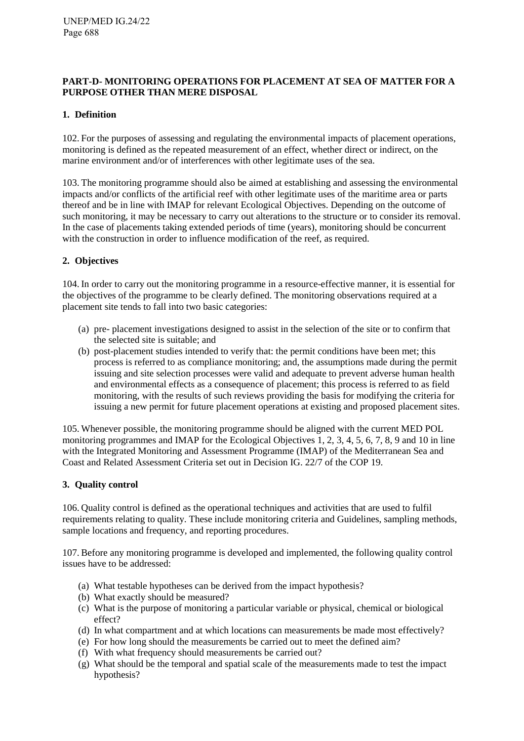## PART-D- MONITORING OPERATIONS FOR PLACEMENT AT SEA OF MATTER FOR A PURPOSE OTHER THAN MERE DISPOSAL

### 1. Definition

102. For the purposes of assessing and regulating the environmental impacts of placement operations, monitoring is defined as the repeated measurement of an effect, whether direct or indirect, on the marine environment and/or of interferences with other legitimate uses of the sea.

103. The monitoring programme should also be aimed at establishing and assessing the environmental impacts and/or conflicts of the artificial reef with other legitimate uses of the maritime area or parts thereof and be in line with IMAP for relevant Ecological Objectives. Depending on the outcome of such monitoring, it may be necessary to carry out alterations to the structure or to consider its removal. In the case of placements taking extended periods of time (years), monitoring should be concurrent with the construction in order to influence modification of the reef, as required.

### 2. Objectives

104. In order to carry out the monitoring programme in a resource-effective manner, it is essential for the objectives of the programme to be clearly defined. The monitoring observations required at a placement site tends to fall into two basic categories:

(a) pre- placement investigations designed to assist in the selection of the site or to confirm that the selected site is suitable; and
(b) post-placement studies intended to verify that: the permit conditions have been met; this process is referred to as compliance monitoring; and, the assumptions made during the permit issuing and site selection processes were valid and adequate to prevent adverse human health and environmental effects as a consequence of placement; this process is referred to as field monitoring, with the results of such reviews providing the basis for modifying the criteria for issuing a new permit for future placement operations at existing and proposed placement sites.

105. Whenever possible, the monitoring programme should be aligned with the current MED POL monitoring programmes and IMAP for the Ecological Objectives 1, 2, 3, 4, 5, 6, 7, 8, 9 and 10 in line with the Integrated Monitoring and Assessment Programme (IMAP) of the Mediterranean Sea and Coast and Related Assessment Criteria set out in Decision IG. 22/7 of the COP 19.

### 3. Quality control

106. Quality control is defined as the operational techniques and activities that are used to fulfil requirements relating to quality. These include monitoring criteria and Guidelines, sampling methods, sample locations and frequency, and reporting procedures.

107. Before any monitoring programme is developed and implemented, the following quality control issues have to be addressed:

(a) What testable hypotheses can be derived from the impact hypothesis?
(b) What exactly should be measured?
(c) What is the purpose of monitoring a particular variable or physical, chemical or biological effect?
(d) In what compartment and at which locations can measurements be made most effectively?
(e) For how long should the measurements be carried out to meet the defined aim?
(f) With what frequency should measurements be carried out?
(g) What should be the temporal and spatial scale of the measurements made to test the impact hypothesis?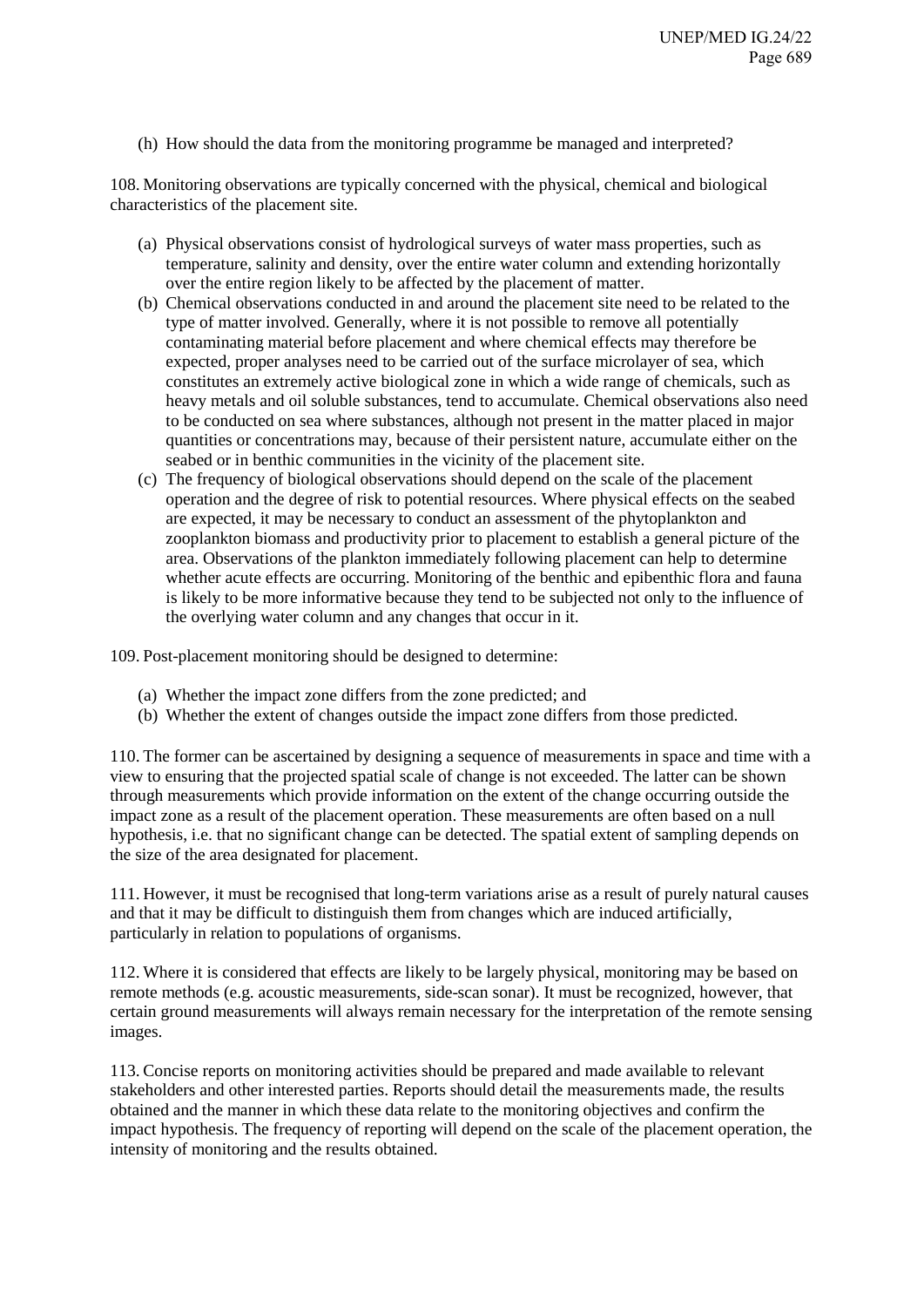(h) How should the data from the monitoring programme be managed and interpreted?

108. Monitoring observations are typically concerned with the physical, chemical and biological characteristics of the placement site.

(a) Physical observations consist of hydrological surveys of water mass properties, such as temperature, salinity and density, over the entire water column and extending horizontally over the entire region likely to be affected by the placement of matter.
(b) Chemical observations conducted in and around the placement site need to be related to the type of matter involved. Generally, where it is not possible to remove all potentially contaminating material before placement and where chemical effects may therefore be expected, proper analyses need to be carried out of the surface microlayer of sea, which constitutes an extremely active biological zone in which a wide range of chemicals, such as heavy metals and oil soluble substances, tend to accumulate. Chemical observations also need to be conducted on sea where substances, although not present in the matter placed in major quantities or concentrations may, because of their persistent nature, accumulate either on the seabed or in benthic communities in the vicinity of the placement site.
(c) The frequency of biological observations should depend on the scale of the placement operation and the degree of risk to potential resources. Where physical effects on the seabed are expected, it may be necessary to conduct an assessment of the phytoplankton and zooplankton biomass and productivity prior to placement to establish a general picture of the area. Observations of the plankton immediately following placement can help to determine whether acute effects are occurring. Monitoring of the benthic and epibenthic flora and fauna is likely to be more informative because they tend to be subjected not only to the influence of the overlying water column and any changes that occur in it.

109. Post-placement monitoring should be designed to determine:

(a) Whether the impact zone differs from the zone predicted; and
(b) Whether the extent of changes outside the impact zone differs from those predicted.

110. The former can be ascertained by designing a sequence of measurements in space and time with a view to ensuring that the projected spatial scale of change is not exceeded. The latter can be shown through measurements which provide information on the extent of the change occurring outside the impact zone as a result of the placement operation. These measurements are often based on a null hypothesis, i.e. that no significant change can be detected. The spatial extent of sampling depends on the size of the area designated for placement.

111. However, it must be recognised that long-term variations arise as a result of purely natural causes and that it may be difficult to distinguish them from changes which are induced artificially, particularly in relation to populations of organisms.

112. Where it is considered that effects are likely to be largely physical, monitoring may be based on remote methods (e.g. acoustic measurements, side-scan sonar). It must be recognized, however, that certain ground measurements will always remain necessary for the interpretation of the remote sensing images.

113. Concise reports on monitoring activities should be prepared and made available to relevant stakeholders and other interested parties. Reports should detail the measurements made, the results obtained and the manner in which these data relate to the monitoring objectives and confirm the impact hypothesis. The frequency of reporting will depend on the scale of the placement operation, the intensity of monitoring and the results obtained.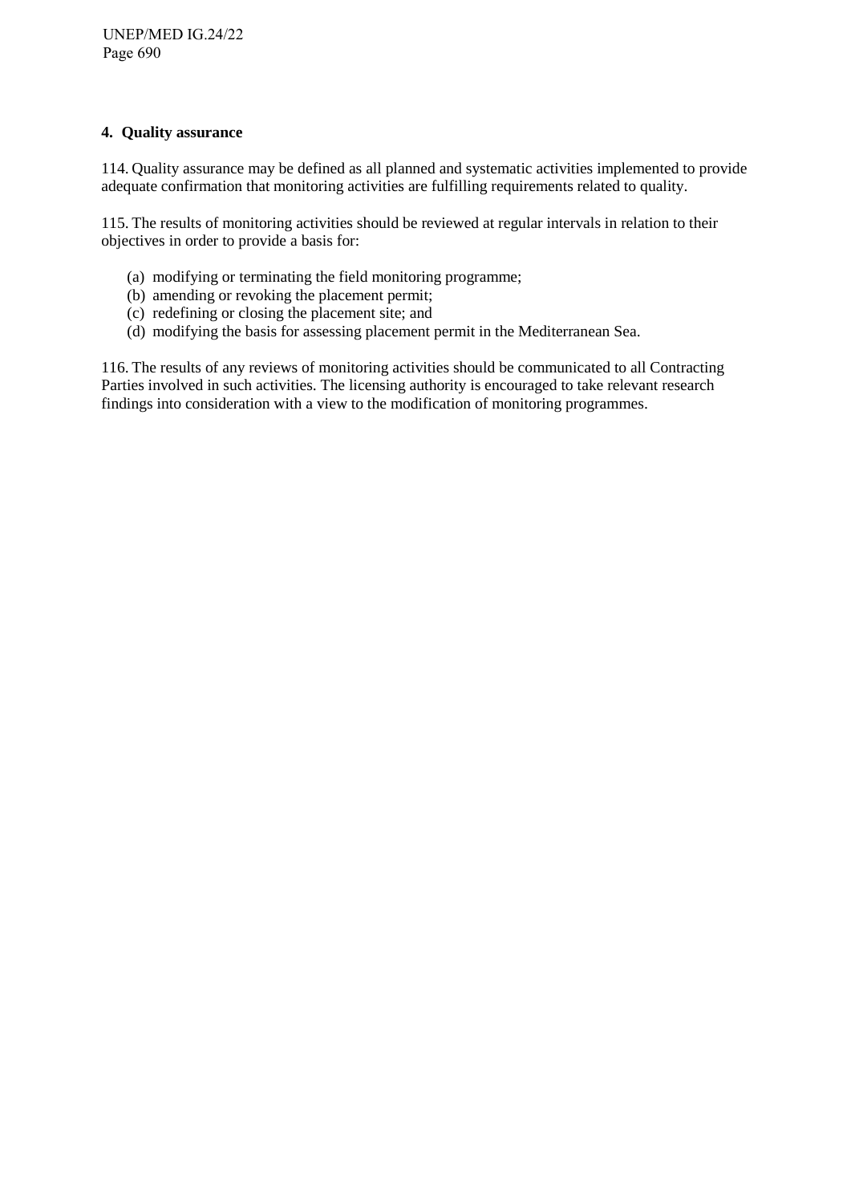#### 4. Quality assurance

114. Quality assurance may be defined as all planned and systematic activities implemented to provide adequate confirmation that monitoring activities are fulfilling requirements related to quality.

115. The results of monitoring activities should be reviewed at regular intervals in relation to their objectives in order to provide a basis for:

(a) modifying or terminating the field monitoring programme;
(b) amending or revoking the placement permit;
(c) redefining or closing the placement site; and
(d) modifying the basis for assessing placement permit in the Mediterranean Sea.

116. The results of any reviews of monitoring activities should be communicated to all Contracting Parties involved in such activities. The licensing authority is encouraged to take relevant research findings into consideration with a view to the modification of monitoring programmes.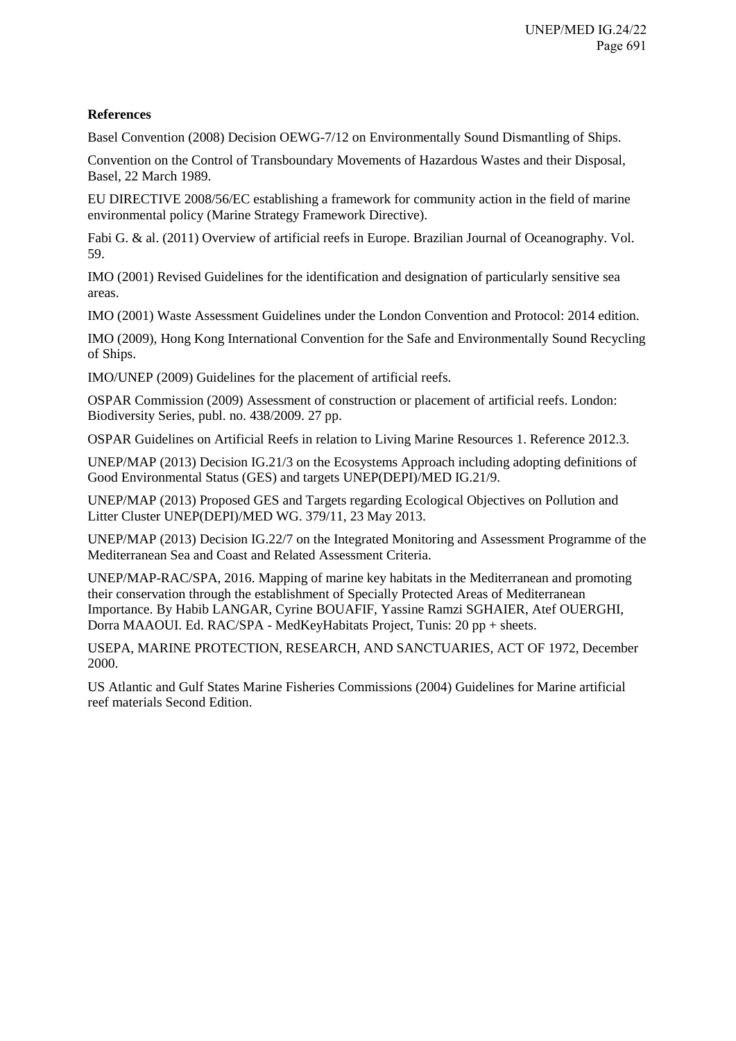**References**

Basel Convention (2008) Decision OEWG-7/12 on Environmentally Sound Dismantling of Ships.

Convention on the Control of Transboundary Movements of Hazardous Wastes and their Disposal, Basel, 22 March 1989.

EU DIRECTIVE 2008/56/EC establishing a framework for community action in the field of marine environmental policy (Marine Strategy Framework Directive).

Fabi G. & al. (2011) Overview of artificial reefs in Europe. Brazilian Journal of Oceanography. Vol. 59.

IMO (2001) Revised Guidelines for the identification and designation of particularly sensitive sea areas.

IMO (2001) Waste Assessment Guidelines under the London Convention and Protocol: 2014 edition.

IMO (2009), Hong Kong International Convention for the Safe and Environmentally Sound Recycling of Ships.

IMO/UNEP (2009) Guidelines for the placement of artificial reefs.

OSPAR Commission (2009) Assessment of construction or placement of artificial reefs. London: Biodiversity Series, publ. no. 438/2009. 27 pp.

OSPAR Guidelines on Artificial Reefs in relation to Living Marine Resources 1. Reference 2012.3.

UNEP/MAP (2013) Decision IG.21/3 on the Ecosystems Approach including adopting definitions of Good Environmental Status (GES) and targets UNEP(DEPI)/MED IG.21/9.

UNEP/MAP (2013) Proposed GES and Targets regarding Ecological Objectives on Pollution and Litter Cluster UNEP(DEPI)/MED WG. 379/11, 23 May 2013.

UNEP/MAP (2013) Decision IG.22/7 on the Integrated Monitoring and Assessment Programme of the Mediterranean Sea and Coast and Related Assessment Criteria.

UNEP/MAP-RAC/SPA, 2016. Mapping of marine key habitats in the Mediterranean and promoting their conservation through the establishment of Specially Protected Areas of Mediterranean Importance. By Habib LANGAR, Cyrine BOUAFIF, Yassine Ramzi SGHAIER, Atef OUERGHI, Dorra MAAOUI. Ed. RAC/SPA - MedKeyHabitats Project, Tunis: 20 pp + sheets.

USEPA, MARINE PROTECTION, RESEARCH, AND SANCTUARIES, ACT OF 1972, December 2000.

US Atlantic and Gulf States Marine Fisheries Commissions (2004) Guidelines for Marine artificial reef materials Second Edition.